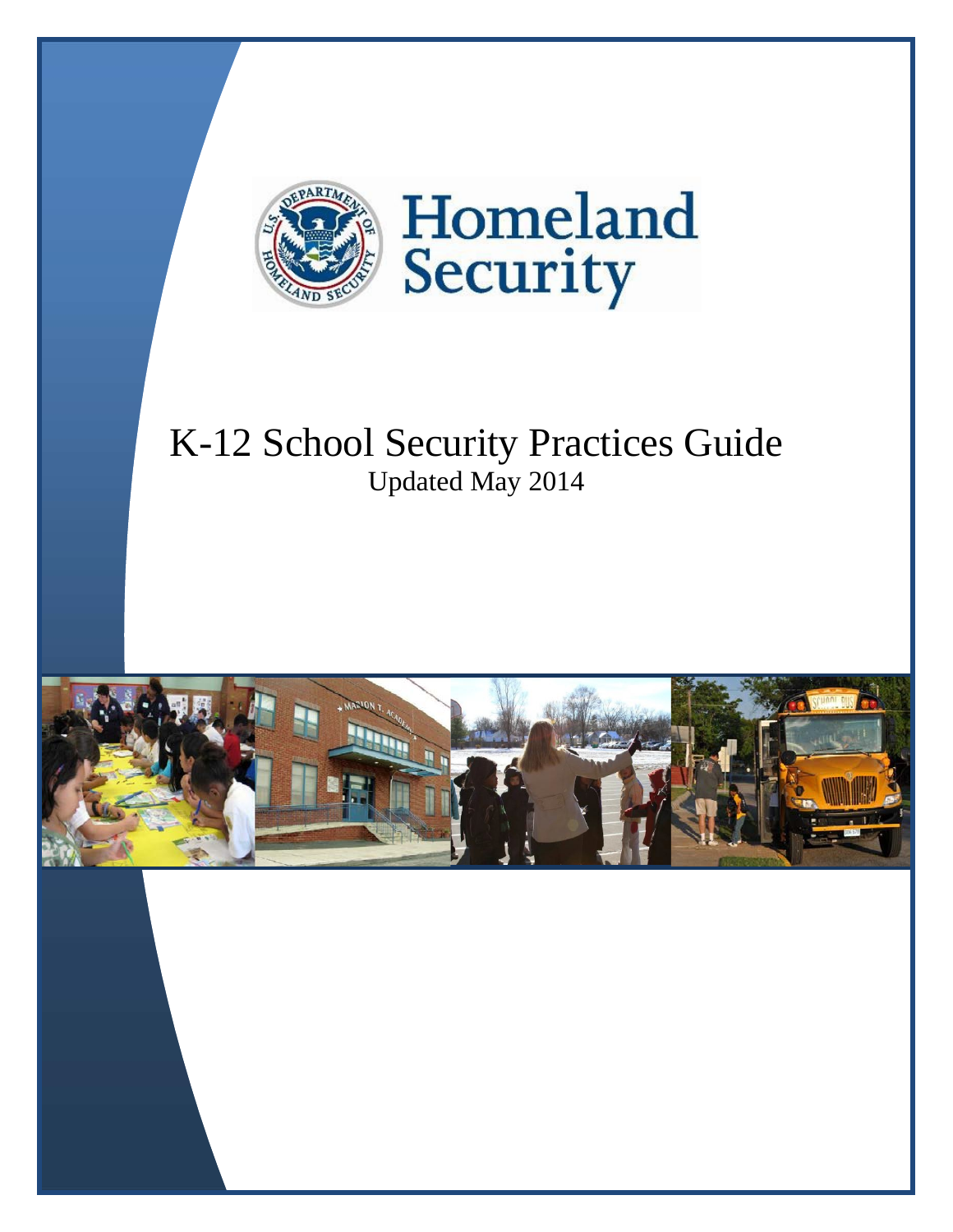# K-12 School Security Practices Guide

Updated May 2014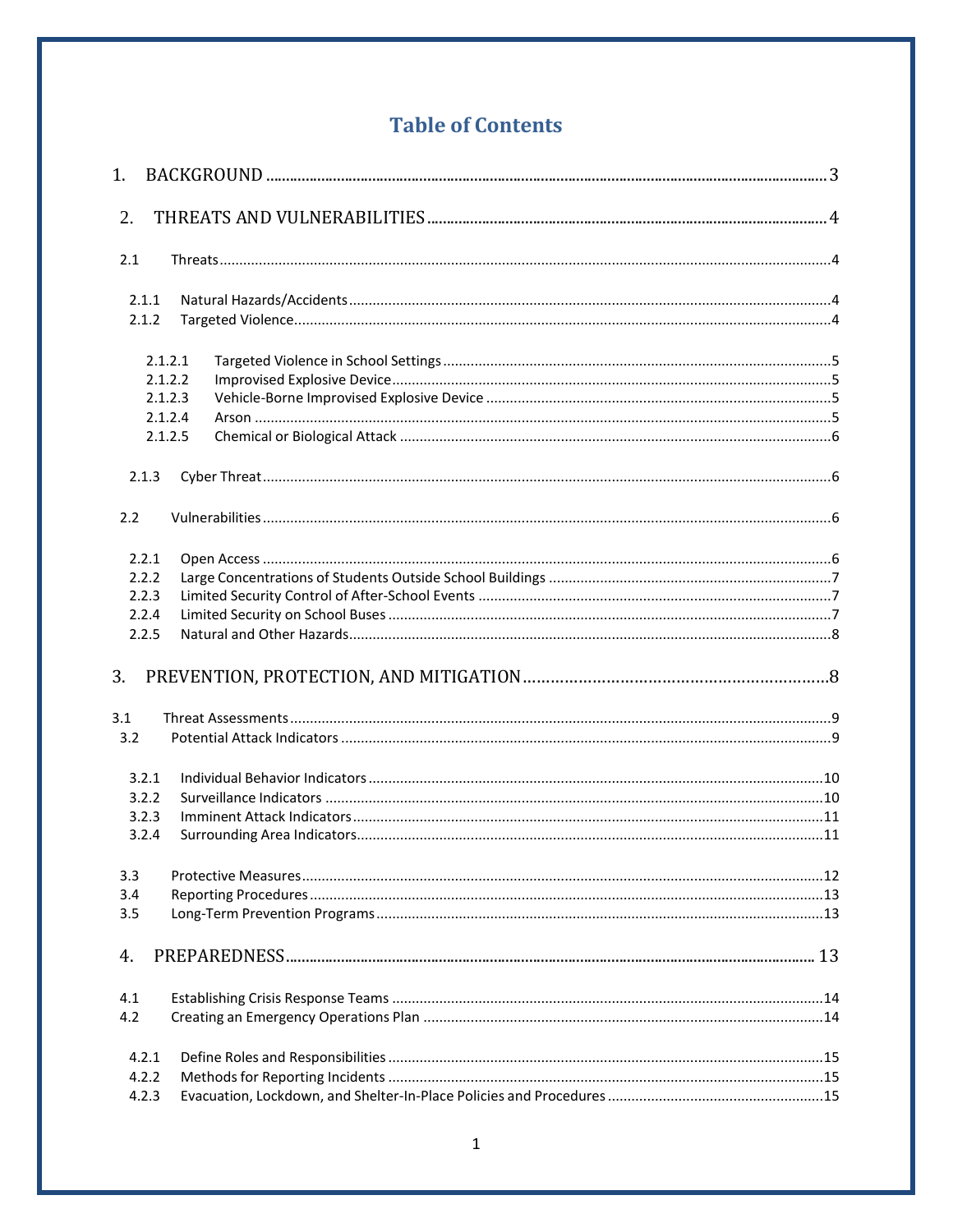# Table of Contents

1. BACKGROUND ........ 3

2. THREATS AND VULNERABILITIES ........ 4

- 2.1 Threats ........ 4
  - 2.1.1 Natural Hazards/Accidents ........ 4
  - 2.1.2 Targeted Violence ........ 4
    - 2.1.2.1 Targeted Violence in School Settings ........ 5
    - 2.1.2.2 Improvised Explosive Device ........ 5
    - 2.1.2.3 Vehicle-Borne Improvised Explosive Device ........ 5
    - 2.1.2.4 Arson ........ 5
    - 2.1.2.5 Chemical or Biological Attack ........ 6
  - 2.1.3 Cyber Threat ........ 6
- 2.2 Vulnerabilities ........ 6
  - 2.2.1 Open Access ........ 6
  - 2.2.2 Large Concentrations of Students Outside School Buildings ........ 7
  - 2.2.3 Limited Security Control of After-School Events ........ 7
  - 2.2.4 Limited Security on School Buses ........ 7
  - 2.2.5 Natural and Other Hazards ........ 8

3. PREVENTION, PROTECTION, AND MITIGATION ........ 8

- 3.1 Threat Assessments ........ 9
- 3.2 Potential Attack Indicators ........ 9
  - 3.2.1 Individual Behavior Indicators ........ 10
  - 3.2.2 Surveillance Indicators ........ 10
  - 3.2.3 Imminent Attack Indicators ........ 11
  - 3.2.4 Surrounding Area Indicators ........ 11
- 3.3 Protective Measures ........ 12
- 3.4 Reporting Procedures ........ 13
- 3.5 Long-Term Prevention Programs ........ 13

4. PREPAREDNESS ........ 13

- 4.1 Establishing Crisis Response Teams ........ 14
- 4.2 Creating an Emergency Operations Plan ........ 14
  - 4.2.1 Define Roles and Responsibilities ........ 15
  - 4.2.2 Methods for Reporting Incidents ........ 15
  - 4.2.3 Evacuation, Lockdown, and Shelter-In-Place Policies and Procedures ........ 15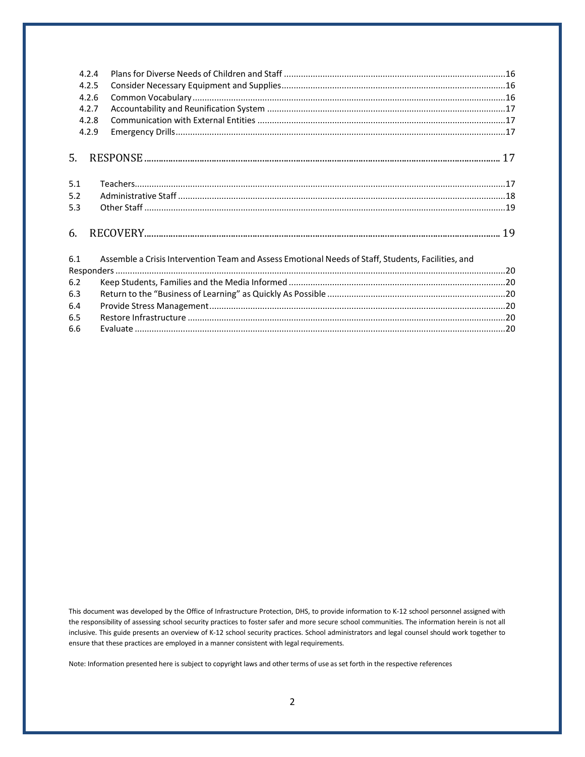4.2.4 Plans for Diverse Needs of Children and Staff ........................................................................................16
4.2.5 Consider Necessary Equipment and Supplies........................................................................................16
4.2.6 Common Vocabulary ................................................................................................................................16
4.2.7 Accountability and Reunification System ..................................................................................................17
4.2.8 Communication with External Entities ......................................................................................................17
4.2.9 Emergency Drills........................................................................................................................................17

5. RESPONSE ........................................................................................................................................ 17

5.1 Teachers........................................................................................................................................................17
5.2 Administrative Staff .......................................................................................................................................18
5.3 Other Staff .....................................................................................................................................................19

6. RECOVERY......................................................................................................................................... 19

6.1 Assemble a Crisis Intervention Team and Assess Emotional Needs of Staff, Students, Facilities, and Responders .................................................................................................................................................20
6.2 Keep Students, Families and the Media Informed .........................................................................................20
6.3 Return to the "Business of Learning" as Quickly As Possible ..........................................................................20
6.4 Provide Stress Management..........................................................................................................................20
6.5 Restore Infrastructure ...................................................................................................................................20
6.6 Evaluate ........................................................................................................................................................20

This document was developed by the Office of Infrastructure Protection, DHS, to provide information to K-12 school personnel assigned with the responsibility of assessing school security practices to foster safer and more secure school communities. The information herein is not all inclusive. This guide presents an overview of K-12 school security practices. School administrators and legal counsel should work together to ensure that these practices are employed in a manner consistent with legal requirements.

Note: Information presented here is subject to copyright laws and other terms of use as set forth in the respective references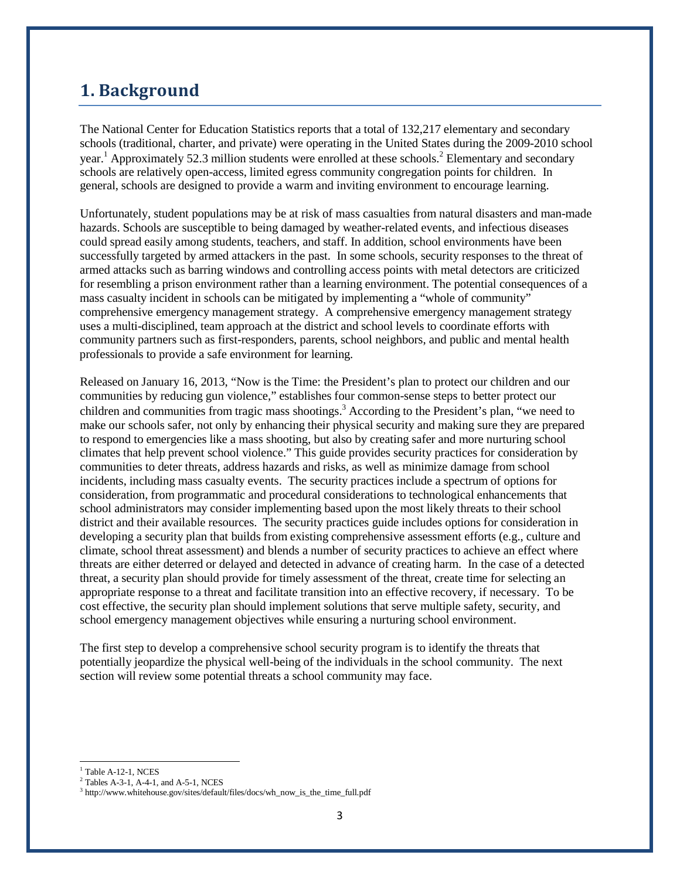# 1. Background

The National Center for Education Statistics reports that a total of 132,217 elementary and secondary schools (traditional, charter, and private) were operating in the United States during the 2009-2010 school year.[1] Approximately 52.3 million students were enrolled at these schools.[2] Elementary and secondary schools are relatively open-access, limited egress community congregation points for children. In general, schools are designed to provide a warm and inviting environment to encourage learning.

Unfortunately, student populations may be at risk of mass casualties from natural disasters and man-made hazards. Schools are susceptible to being damaged by weather-related events, and infectious diseases could spread easily among students, teachers, and staff. In addition, school environments have been successfully targeted by armed attackers in the past. In some schools, security responses to the threat of armed attacks such as barring windows and controlling access points with metal detectors are criticized for resembling a prison environment rather than a learning environment. The potential consequences of a mass casualty incident in schools can be mitigated by implementing a "whole of community" comprehensive emergency management strategy. A comprehensive emergency management strategy uses a multi-disciplined, team approach at the district and school levels to coordinate efforts with community partners such as first-responders, parents, school neighbors, and public and mental health professionals to provide a safe environment for learning.

Released on January 16, 2013, "Now is the Time: the President's plan to protect our children and our communities by reducing gun violence," establishes four common-sense steps to better protect our children and communities from tragic mass shootings.[3] According to the President's plan, "we need to make our schools safer, not only by enhancing their physical security and making sure they are prepared to respond to emergencies like a mass shooting, but also by creating safer and more nurturing school climates that help prevent school violence." This guide provides security practices for consideration by communities to deter threats, address hazards and risks, as well as minimize damage from school incidents, including mass casualty events. The security practices include a spectrum of options for consideration, from programmatic and procedural considerations to technological enhancements that school administrators may consider implementing based upon the most likely threats to their school district and their available resources. The security practices guide includes options for consideration in developing a security plan that builds from existing comprehensive assessment efforts (e.g., culture and climate, school threat assessment) and blends a number of security practices to achieve an effect where threats are either deterred or delayed and detected in advance of creating harm. In the case of a detected threat, a security plan should provide for timely assessment of the threat, create time for selecting an appropriate response to a threat and facilitate transition into an effective recovery, if necessary. To be cost effective, the security plan should implement solutions that serve multiple safety, security, and school emergency management objectives while ensuring a nurturing school environment.

The first step to develop a comprehensive school security program is to identify the threats that potentially jeopardize the physical well-being of the individuals in the school community. The next section will review some potential threats a school community may face.

---

[1] Table A-12-1, NCES

[2] Tables A-3-1, A-4-1, and A-5-1, NCES

[3] http://www.whitehouse.gov/sites/default/files/docs/wh_now_is_the_time_full.pdf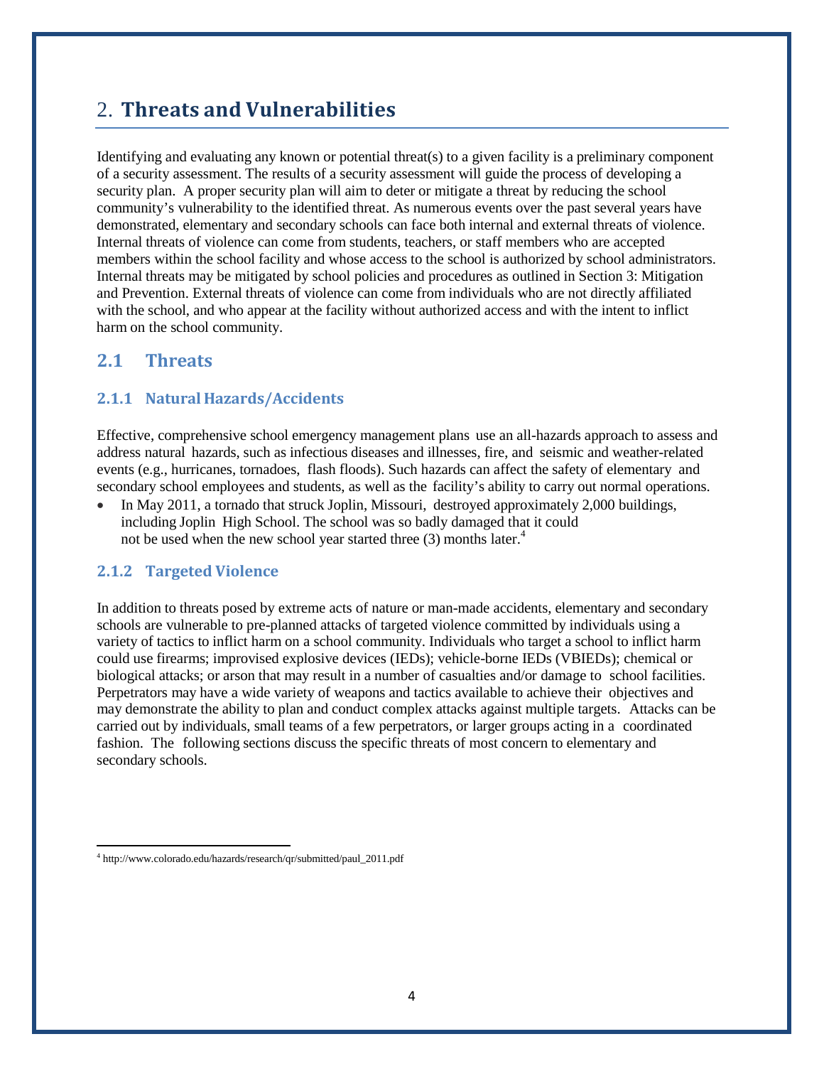# 2. **Threats and Vulnerabilities**

Identifying and evaluating any known or potential threat(s) to a given facility is a preliminary component of a security assessment. The results of a security assessment will guide the process of developing a security plan. A proper security plan will aim to deter or mitigate a threat by reducing the school community's vulnerability to the identified threat. As numerous events over the past several years have demonstrated, elementary and secondary schools can face both internal and external threats of violence. Internal threats of violence can come from students, teachers, or staff members who are accepted members within the school facility and whose access to the school is authorized by school administrators. Internal threats may be mitigated by school policies and procedures as outlined in Section 3: Mitigation and Prevention. External threats of violence can come from individuals who are not directly affiliated with the school, and who appear at the facility without authorized access and with the intent to inflict harm on the school community.

## 2.1 Threats

### 2.1.1 Natural Hazards/Accidents

Effective, comprehensive school emergency management plans use an all-hazards approach to assess and address natural hazards, such as infectious diseases and illnesses, fire, and seismic and weather-related events (e.g., hurricanes, tornadoes, flash floods). Such hazards can affect the safety of elementary and secondary school employees and students, as well as the facility's ability to carry out normal operations.

- In May 2011, a tornado that struck Joplin, Missouri, destroyed approximately 2,000 buildings, including Joplin High School. The school was so badly damaged that it could not be used when the new school year started three (3) months later.[4]

### 2.1.2 Targeted Violence

In addition to threats posed by extreme acts of nature or man-made accidents, elementary and secondary schools are vulnerable to pre-planned attacks of targeted violence committed by individuals using a variety of tactics to inflict harm on a school community. Individuals who target a school to inflict harm could use firearms; improvised explosive devices (IEDs); vehicle-borne IEDs (VBIEDs); chemical or biological attacks; or arson that may result in a number of casualties and/or damage to school facilities. Perpetrators may have a wide variety of weapons and tactics available to achieve their objectives and may demonstrate the ability to plan and conduct complex attacks against multiple targets. Attacks can be carried out by individuals, small teams of a few perpetrators, or larger groups acting in a coordinated fashion. The following sections discuss the specific threats of most concern to elementary and secondary schools.

[4] http://www.colorado.edu/hazards/research/qr/submitted/paul_2011.pdf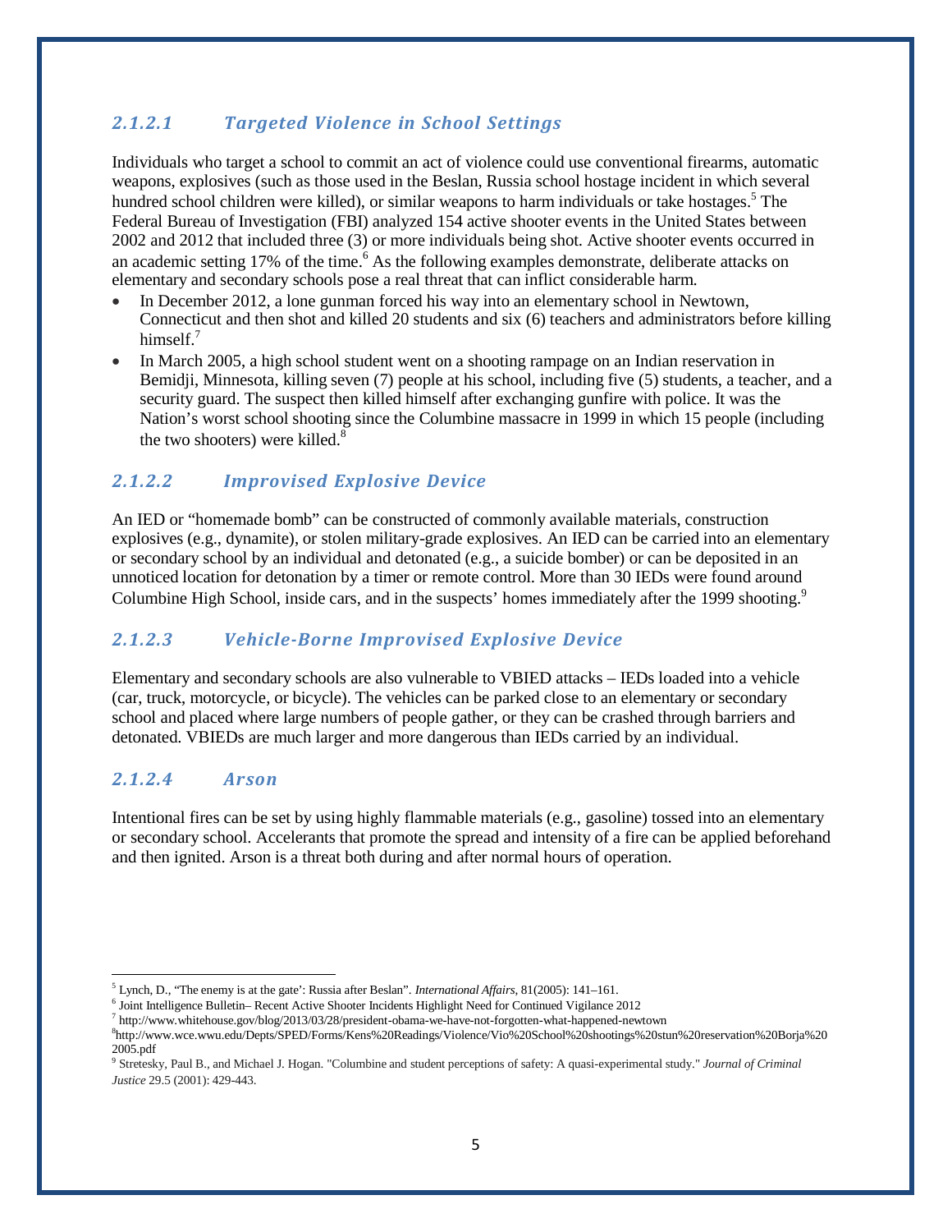#### *2.1.2.1 Targeted Violence in School Settings*

Individuals who target a school to commit an act of violence could use conventional firearms, automatic weapons, explosives (such as those used in the Beslan, Russia school hostage incident in which several hundred school children were killed), or similar weapons to harm individuals or take hostages.[5] The Federal Bureau of Investigation (FBI) analyzed 154 active shooter events in the United States between 2002 and 2012 that included three (3) or more individuals being shot. Active shooter events occurred in an academic setting 17% of the time.[6] As the following examples demonstrate, deliberate attacks on elementary and secondary schools pose a real threat that can inflict considerable harm.

- In December 2012, a lone gunman forced his way into an elementary school in Newtown, Connecticut and then shot and killed 20 students and six (6) teachers and administrators before killing himself.[7]
- In March 2005, a high school student went on a shooting rampage on an Indian reservation in Bemidji, Minnesota, killing seven (7) people at his school, including five (5) students, a teacher, and a security guard. The suspect then killed himself after exchanging gunfire with police. It was the Nation's worst school shooting since the Columbine massacre in 1999 in which 15 people (including the two shooters) were killed.[8]

#### *2.1.2.2 Improvised Explosive Device*

An IED or "homemade bomb" can be constructed of commonly available materials, construction explosives (e.g., dynamite), or stolen military-grade explosives. An IED can be carried into an elementary or secondary school by an individual and detonated (e.g., a suicide bomber) or can be deposited in an unnoticed location for detonation by a timer or remote control. More than 30 IEDs were found around Columbine High School, inside cars, and in the suspects' homes immediately after the 1999 shooting.[9]

#### *2.1.2.3 Vehicle-Borne Improvised Explosive Device*

Elementary and secondary schools are also vulnerable to VBIED attacks – IEDs loaded into a vehicle (car, truck, motorcycle, or bicycle). The vehicles can be parked close to an elementary or secondary school and placed where large numbers of people gather, or they can be crashed through barriers and detonated. VBIEDs are much larger and more dangerous than IEDs carried by an individual.

#### *2.1.2.4 Arson*

Intentional fires can be set by using highly flammable materials (e.g., gasoline) tossed into an elementary or secondary school. Accelerants that promote the spread and intensity of a fire can be applied beforehand and then ignited. Arson is a threat both during and after normal hours of operation.

---

[5] Lynch, D., "The enemy is at the gate': Russia after Beslan". *International Affairs*, 81(2005): 141–161.
[6] Joint Intelligence Bulletin– Recent Active Shooter Incidents Highlight Need for Continued Vigilance 2012
[7] http://www.whitehouse.gov/blog/2013/03/28/president-obama-we-have-not-forgotten-what-happened-newtown
[8] http://www.wce.wwu.edu/Depts/SPED/Forms/Kens%20Readings/Violence/Vio%20School%20shootings%20stun%20reservation%20Borja%202005.pdf
[9] Stretesky, Paul B., and Michael J. Hogan. "Columbine and student perceptions of safety: A quasi-experimental study." *Journal of Criminal Justice* 29.5 (2001): 429-443.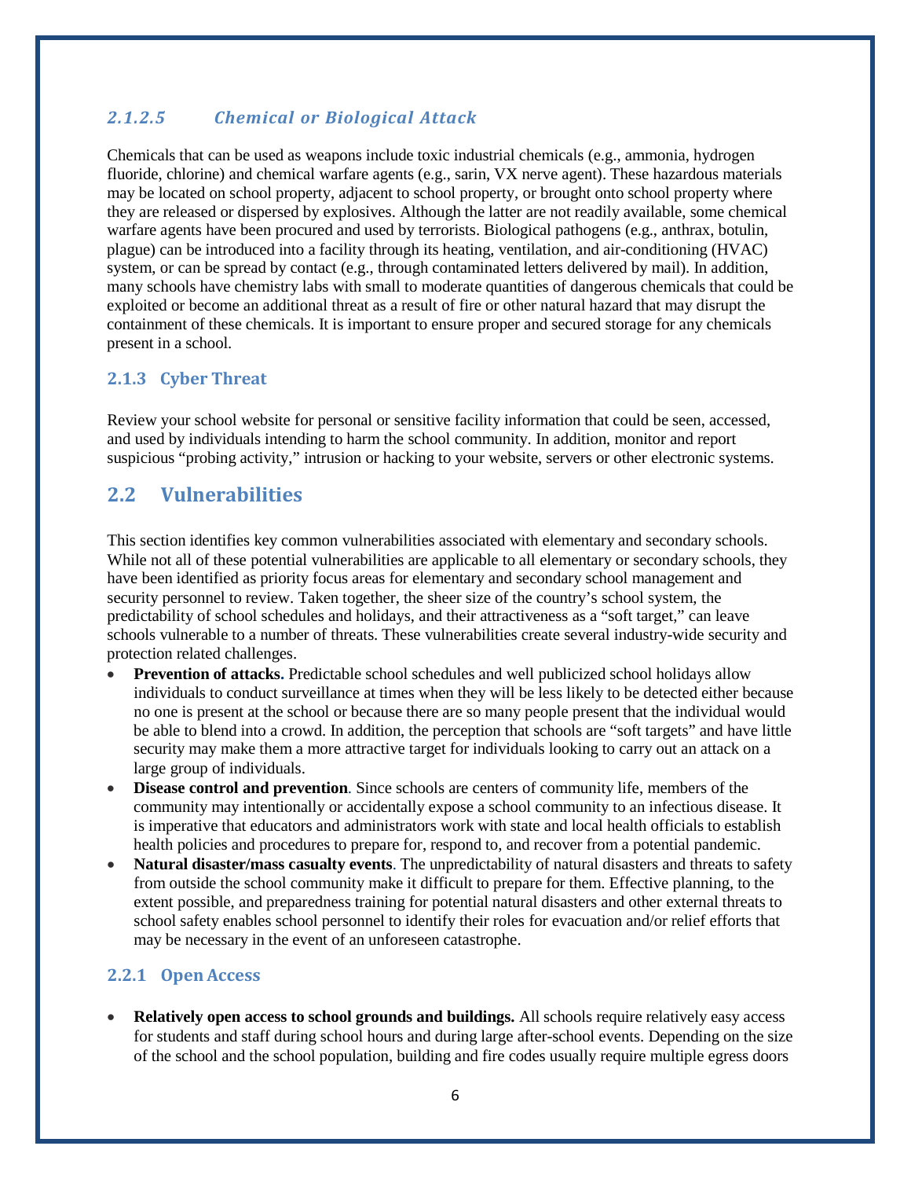#### *2.1.2.5 Chemical or Biological Attack*

Chemicals that can be used as weapons include toxic industrial chemicals (e.g., ammonia, hydrogen fluoride, chlorine) and chemical warfare agents (e.g., sarin, VX nerve agent). These hazardous materials may be located on school property, adjacent to school property, or brought onto school property where they are released or dispersed by explosives. Although the latter are not readily available, some chemical warfare agents have been procured and used by terrorists. Biological pathogens (e.g., anthrax, botulin, plague) can be introduced into a facility through its heating, ventilation, and air-conditioning (HVAC) system, or can be spread by contact (e.g., through contaminated letters delivered by mail). In addition, many schools have chemistry labs with small to moderate quantities of dangerous chemicals that could be exploited or become an additional threat as a result of fire or other natural hazard that may disrupt the containment of these chemicals. It is important to ensure proper and secured storage for any chemicals present in a school.

### 2.1.3 Cyber Threat

Review your school website for personal or sensitive facility information that could be seen, accessed, and used by individuals intending to harm the school community. In addition, monitor and report suspicious "probing activity," intrusion or hacking to your website, servers or other electronic systems.

## 2.2 Vulnerabilities

This section identifies key common vulnerabilities associated with elementary and secondary schools. While not all of these potential vulnerabilities are applicable to all elementary or secondary schools, they have been identified as priority focus areas for elementary and secondary school management and security personnel to review. Taken together, the sheer size of the country's school system, the predictability of school schedules and holidays, and their attractiveness as a "soft target," can leave schools vulnerable to a number of threats. These vulnerabilities create several industry-wide security and protection related challenges.

- **Prevention of attacks.** Predictable school schedules and well publicized school holidays allow individuals to conduct surveillance at times when they will be less likely to be detected either because no one is present at the school or because there are so many people present that the individual would be able to blend into a crowd. In addition, the perception that schools are "soft targets" and have little security may make them a more attractive target for individuals looking to carry out an attack on a large group of individuals.
- **Disease control and prevention**. Since schools are centers of community life, members of the community may intentionally or accidentally expose a school community to an infectious disease. It is imperative that educators and administrators work with state and local health officials to establish health policies and procedures to prepare for, respond to, and recover from a potential pandemic.
- **Natural disaster/mass casualty events**. The unpredictability of natural disasters and threats to safety from outside the school community make it difficult to prepare for them. Effective planning, to the extent possible, and preparedness training for potential natural disasters and other external threats to school safety enables school personnel to identify their roles for evacuation and/or relief efforts that may be necessary in the event of an unforeseen catastrophe.

### 2.2.1 Open Access

- **Relatively open access to school grounds and buildings.** All schools require relatively easy access for students and staff during school hours and during large after-school events. Depending on the size of the school and the school population, building and fire codes usually require multiple egress doors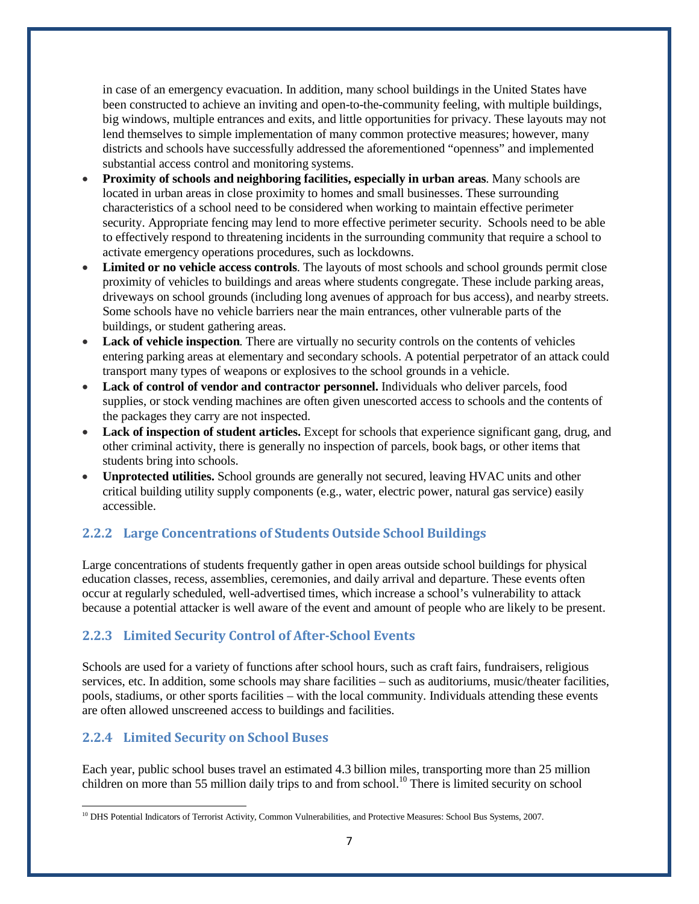in case of an emergency evacuation. In addition, many school buildings in the United States have been constructed to achieve an inviting and open-to-the-community feeling, with multiple buildings, big windows, multiple entrances and exits, and little opportunities for privacy. These layouts may not lend themselves to simple implementation of many common protective measures; however, many districts and schools have successfully addressed the aforementioned "openness" and implemented substantial access control and monitoring systems.

- **Proximity of schools and neighboring facilities, especially in urban areas**. Many schools are located in urban areas in close proximity to homes and small businesses. These surrounding characteristics of a school need to be considered when working to maintain effective perimeter security. Appropriate fencing may lend to more effective perimeter security. Schools need to be able to effectively respond to threatening incidents in the surrounding community that require a school to activate emergency operations procedures, such as lockdowns.
- **Limited or no vehicle access controls**. The layouts of most schools and school grounds permit close proximity of vehicles to buildings and areas where students congregate. These include parking areas, driveways on school grounds (including long avenues of approach for bus access), and nearby streets. Some schools have no vehicle barriers near the main entrances, other vulnerable parts of the buildings, or student gathering areas.
- **Lack of vehicle inspection**. There are virtually no security controls on the contents of vehicles entering parking areas at elementary and secondary schools. A potential perpetrator of an attack could transport many types of weapons or explosives to the school grounds in a vehicle.
- **Lack of control of vendor and contractor personnel.** Individuals who deliver parcels, food supplies, or stock vending machines are often given unescorted access to schools and the contents of the packages they carry are not inspected.
- **Lack of inspection of student articles.** Except for schools that experience significant gang, drug, and other criminal activity, there is generally no inspection of parcels, book bags, or other items that students bring into schools.
- **Unprotected utilities.** School grounds are generally not secured, leaving HVAC units and other critical building utility supply components (e.g., water, electric power, natural gas service) easily accessible.

### 2.2.2 Large Concentrations of Students Outside School Buildings

Large concentrations of students frequently gather in open areas outside school buildings for physical education classes, recess, assemblies, ceremonies, and daily arrival and departure. These events often occur at regularly scheduled, well-advertised times, which increase a school's vulnerability to attack because a potential attacker is well aware of the event and amount of people who are likely to be present.

### 2.2.3 Limited Security Control of After-School Events

Schools are used for a variety of functions after school hours, such as craft fairs, fundraisers, religious services, etc. In addition, some schools may share facilities – such as auditoriums, music/theater facilities, pools, stadiums, or other sports facilities – with the local community. Individuals attending these events are often allowed unscreened access to buildings and facilities.

### 2.2.4 Limited Security on School Buses

Each year, public school buses travel an estimated 4.3 billion miles, transporting more than 25 million children on more than 55 million daily trips to and from school.[10] There is limited security on school

[10] DHS Potential Indicators of Terrorist Activity, Common Vulnerabilities, and Protective Measures: School Bus Systems, 2007.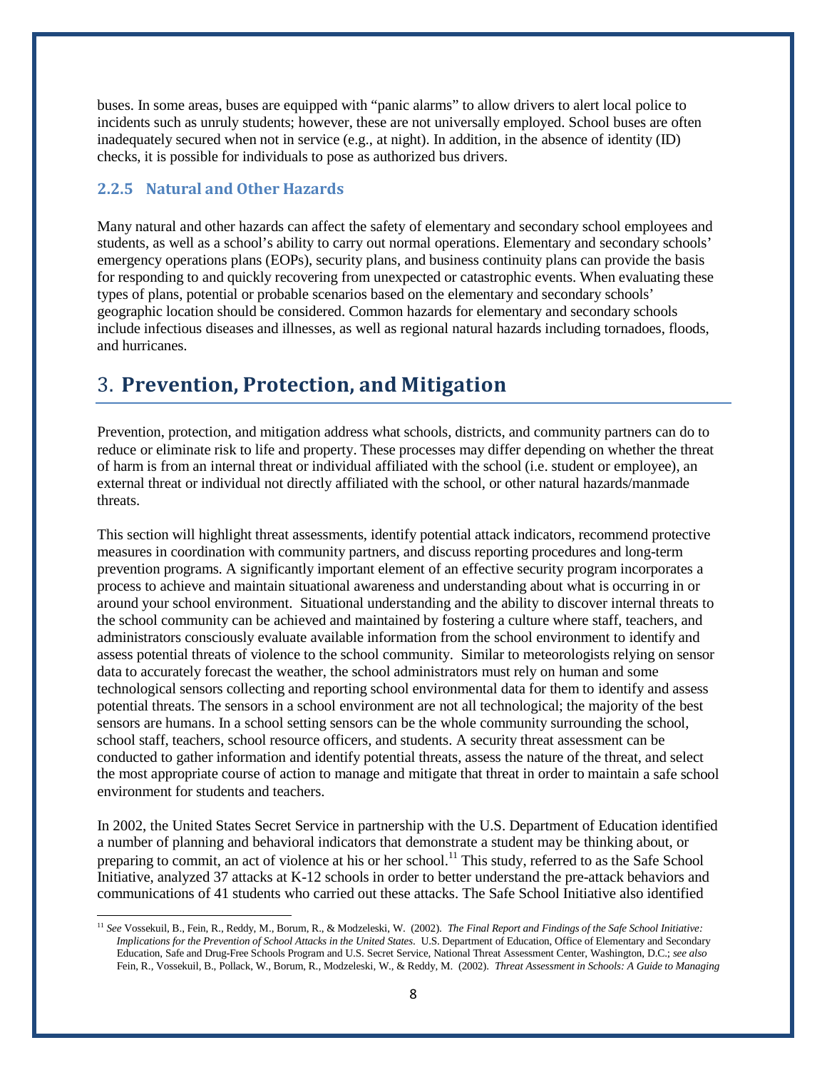buses. In some areas, buses are equipped with "panic alarms" to allow drivers to alert local police to incidents such as unruly students; however, these are not universally employed. School buses are often inadequately secured when not in service (e.g., at night). In addition, in the absence of identity (ID) checks, it is possible for individuals to pose as authorized bus drivers.

### 2.2.5 Natural and Other Hazards

Many natural and other hazards can affect the safety of elementary and secondary school employees and students, as well as a school's ability to carry out normal operations. Elementary and secondary schools' emergency operations plans (EOPs), security plans, and business continuity plans can provide the basis for responding to and quickly recovering from unexpected or catastrophic events. When evaluating these types of plans, potential or probable scenarios based on the elementary and secondary schools' geographic location should be considered. Common hazards for elementary and secondary schools include infectious diseases and illnesses, as well as regional natural hazards including tornadoes, floods, and hurricanes.

# 3. Prevention, Protection, and Mitigation

Prevention, protection, and mitigation address what schools, districts, and community partners can do to reduce or eliminate risk to life and property. These processes may differ depending on whether the threat of harm is from an internal threat or individual affiliated with the school (i.e. student or employee), an external threat or individual not directly affiliated with the school, or other natural hazards/manmade threats.

This section will highlight threat assessments, identify potential attack indicators, recommend protective measures in coordination with community partners, and discuss reporting procedures and long-term prevention programs. A significantly important element of an effective security program incorporates a process to achieve and maintain situational awareness and understanding about what is occurring in or around your school environment. Situational understanding and the ability to discover internal threats to the school community can be achieved and maintained by fostering a culture where staff, teachers, and administrators consciously evaluate available information from the school environment to identify and assess potential threats of violence to the school community. Similar to meteorologists relying on sensor data to accurately forecast the weather, the school administrators must rely on human and some technological sensors collecting and reporting school environmental data for them to identify and assess potential threats. The sensors in a school environment are not all technological; the majority of the best sensors are humans. In a school setting sensors can be the whole community surrounding the school, school staff, teachers, school resource officers, and students. A security threat assessment can be conducted to gather information and identify potential threats, assess the nature of the threat, and select the most appropriate course of action to manage and mitigate that threat in order to maintain a safe school environment for students and teachers.

In 2002, the United States Secret Service in partnership with the U.S. Department of Education identified a number of planning and behavioral indicators that demonstrate a student may be thinking about, or preparing to commit, an act of violence at his or her school.[11] This study, referred to as the Safe School Initiative, analyzed 37 attacks at K-12 schools in order to better understand the pre-attack behaviors and communications of 41 students who carried out these attacks. The Safe School Initiative also identified

---

[11] *See* Vossekuil, B., Fein, R., Reddy, M., Borum, R., & Modzeleski, W. (2002). *The Final Report and Findings of the Safe School Initiative: Implications for the Prevention of School Attacks in the United States*. U.S. Department of Education, Office of Elementary and Secondary Education, Safe and Drug-Free Schools Program and U.S. Secret Service, National Threat Assessment Center, Washington, D.C.; *see also* Fein, R., Vossekuil, B., Pollack, W., Borum, R., Modzeleski, W., & Reddy, M. (2002). *Threat Assessment in Schools: A Guide to Managing*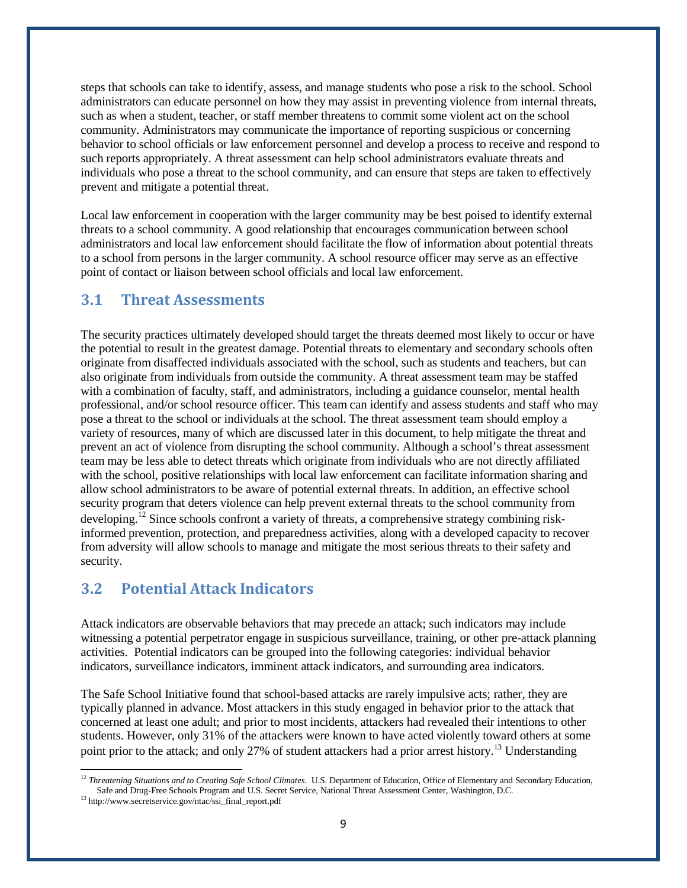steps that schools can take to identify, assess, and manage students who pose a risk to the school. School administrators can educate personnel on how they may assist in preventing violence from internal threats, such as when a student, teacher, or staff member threatens to commit some violent act on the school community. Administrators may communicate the importance of reporting suspicious or concerning behavior to school officials or law enforcement personnel and develop a process to receive and respond to such reports appropriately. A threat assessment can help school administrators evaluate threats and individuals who pose a threat to the school community, and can ensure that steps are taken to effectively prevent and mitigate a potential threat.

Local law enforcement in cooperation with the larger community may be best poised to identify external threats to a school community. A good relationship that encourages communication between school administrators and local law enforcement should facilitate the flow of information about potential threats to a school from persons in the larger community. A school resource officer may serve as an effective point of contact or liaison between school officials and local law enforcement.

## 3.1 Threat Assessments

The security practices ultimately developed should target the threats deemed most likely to occur or have the potential to result in the greatest damage. Potential threats to elementary and secondary schools often originate from disaffected individuals associated with the school, such as students and teachers, but can also originate from individuals from outside the community. A threat assessment team may be staffed with a combination of faculty, staff, and administrators, including a guidance counselor, mental health professional, and/or school resource officer. This team can identify and assess students and staff who may pose a threat to the school or individuals at the school. The threat assessment team should employ a variety of resources, many of which are discussed later in this document, to help mitigate the threat and prevent an act of violence from disrupting the school community. Although a school's threat assessment team may be less able to detect threats which originate from individuals who are not directly affiliated with the school, positive relationships with local law enforcement can facilitate information sharing and allow school administrators to be aware of potential external threats. In addition, an effective school security program that deters violence can help prevent external threats to the school community from developing.[12] Since schools confront a variety of threats, a comprehensive strategy combining risk-informed prevention, protection, and preparedness activities, along with a developed capacity to recover from adversity will allow schools to manage and mitigate the most serious threats to their safety and security.

## 3.2 Potential Attack Indicators

Attack indicators are observable behaviors that may precede an attack; such indicators may include witnessing a potential perpetrator engage in suspicious surveillance, training, or other pre-attack planning activities. Potential indicators can be grouped into the following categories: individual behavior indicators, surveillance indicators, imminent attack indicators, and surrounding area indicators.

The Safe School Initiative found that school-based attacks are rarely impulsive acts; rather, they are typically planned in advance. Most attackers in this study engaged in behavior prior to the attack that concerned at least one adult; and prior to most incidents, attackers had revealed their intentions to other students. However, only 31% of the attackers were known to have acted violently toward others at some point prior to the attack; and only 27% of student attackers had a prior arrest history.[13] Understanding

---

[12] *Threatening Situations and to Creating Safe School Climates*. U.S. Department of Education, Office of Elementary and Secondary Education, Safe and Drug-Free Schools Program and U.S. Secret Service, National Threat Assessment Center, Washington, D.C.

[13] http://www.secretservice.gov/ntac/ssi_final_report.pdf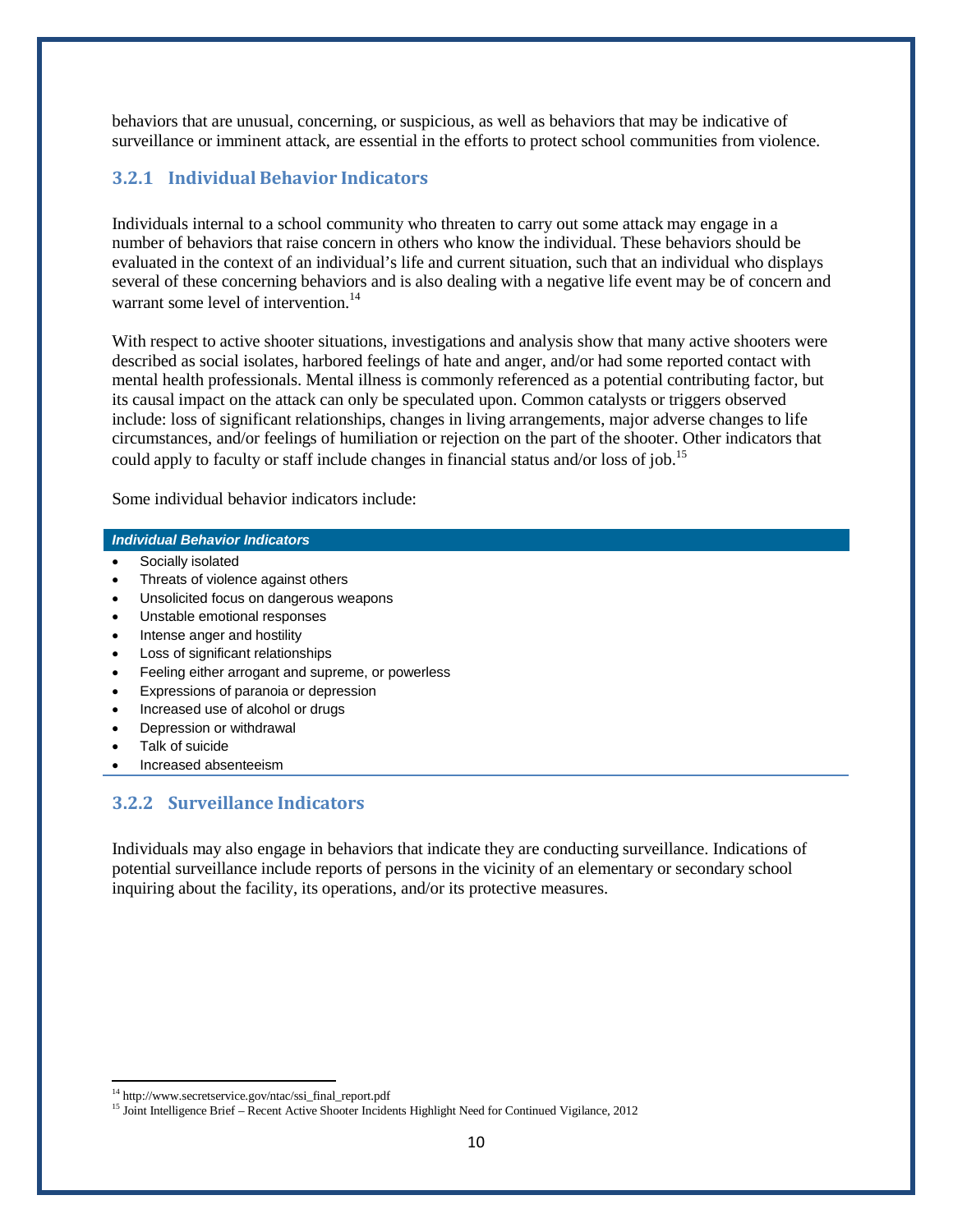behaviors that are unusual, concerning, or suspicious, as well as behaviors that may be indicative of surveillance or imminent attack, are essential in the efforts to protect school communities from violence.

### 3.2.1 Individual Behavior Indicators

Individuals internal to a school community who threaten to carry out some attack may engage in a number of behaviors that raise concern in others who know the individual. These behaviors should be evaluated in the context of an individual's life and current situation, such that an individual who displays several of these concerning behaviors and is also dealing with a negative life event may be of concern and warrant some level of intervention.[14]

With respect to active shooter situations, investigations and analysis show that many active shooters were described as social isolates, harbored feelings of hate and anger, and/or had some reported contact with mental health professionals. Mental illness is commonly referenced as a potential contributing factor, but its causal impact on the attack can only be speculated upon. Common catalysts or triggers observed include: loss of significant relationships, changes in living arrangements, major adverse changes to life circumstances, and/or feelings of humiliation or rejection on the part of the shooter. Other indicators that could apply to faculty or staff include changes in financial status and/or loss of job.[15]

Some individual behavior indicators include:

| ***Individual Behavior Indicators*** |
|---|
| • Socially isolated |
| • Threats of violence against others |
| • Unsolicited focus on dangerous weapons |
| • Unstable emotional responses |
| • Intense anger and hostility |
| • Loss of significant relationships |
| • Feeling either arrogant and supreme, or powerless |
| • Expressions of paranoia or depression |
| • Increased use of alcohol or drugs |
| • Depression or withdrawal |
| • Talk of suicide |
| • Increased absenteeism |

### 3.2.2 Surveillance Indicators

Individuals may also engage in behaviors that indicate they are conducting surveillance. Indications of potential surveillance include reports of persons in the vicinity of an elementary or secondary school inquiring about the facility, its operations, and/or its protective measures.

---

[14] http://www.secretservice.gov/ntac/ssi_final_report.pdf

[15] Joint Intelligence Brief – Recent Active Shooter Incidents Highlight Need for Continued Vigilance, 2012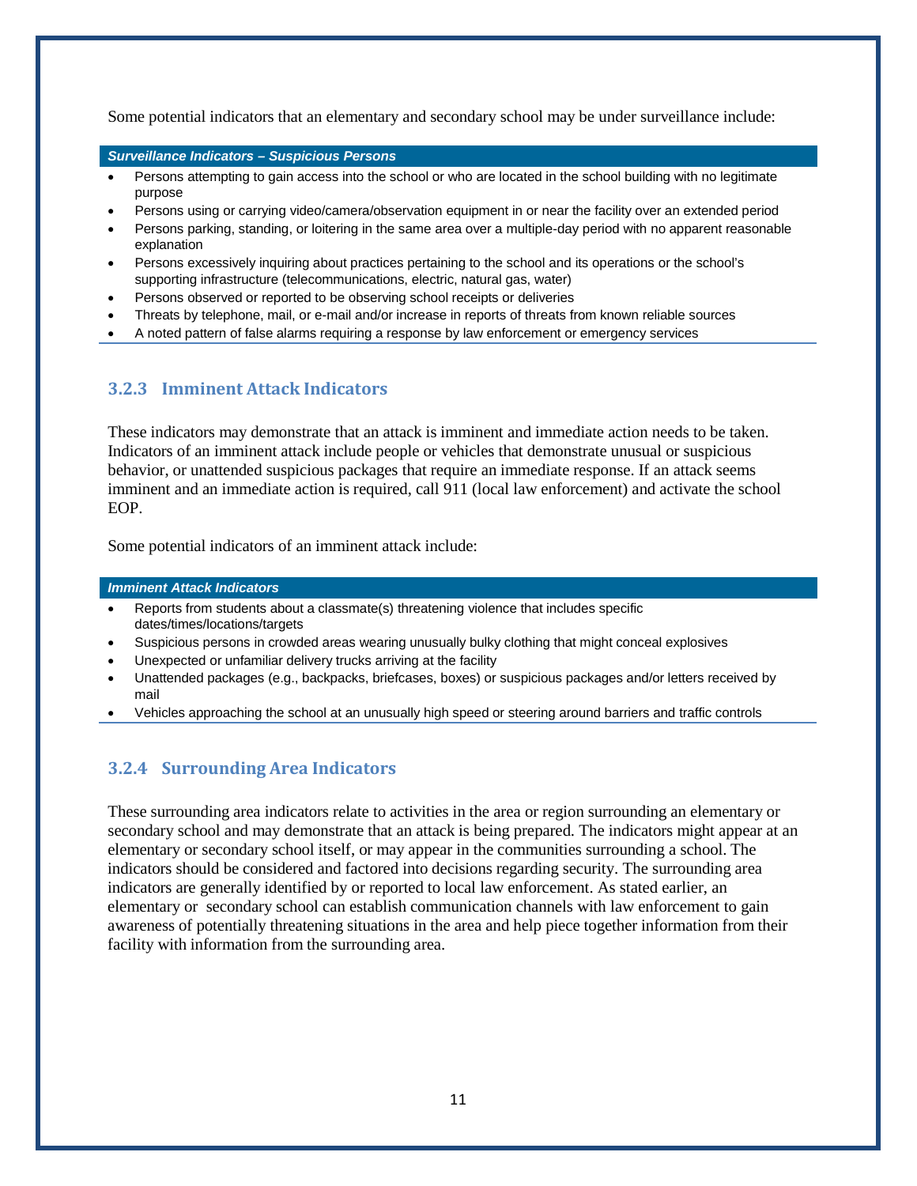Some potential indicators that an elementary and secondary school may be under surveillance include:

***Surveillance Indicators – Suspicious Persons***

- Persons attempting to gain access into the school or who are located in the school building with no legitimate purpose
- Persons using or carrying video/camera/observation equipment in or near the facility over an extended period
- Persons parking, standing, or loitering in the same area over a multiple-day period with no apparent reasonable explanation
- Persons excessively inquiring about practices pertaining to the school and its operations or the school's supporting infrastructure (telecommunications, electric, natural gas, water)
- Persons observed or reported to be observing school receipts or deliveries
- Threats by telephone, mail, or e-mail and/or increase in reports of threats from known reliable sources
- A noted pattern of false alarms requiring a response by law enforcement or emergency services

### 3.2.3 Imminent Attack Indicators

These indicators may demonstrate that an attack is imminent and immediate action needs to be taken. Indicators of an imminent attack include people or vehicles that demonstrate unusual or suspicious behavior, or unattended suspicious packages that require an immediate response. If an attack seems imminent and an immediate action is required, call 911 (local law enforcement) and activate the school EOP.

Some potential indicators of an imminent attack include:

***Imminent Attack Indicators***

- Reports from students about a classmate(s) threatening violence that includes specific dates/times/locations/targets
- Suspicious persons in crowded areas wearing unusually bulky clothing that might conceal explosives
- Unexpected or unfamiliar delivery trucks arriving at the facility
- Unattended packages (e.g., backpacks, briefcases, boxes) or suspicious packages and/or letters received by mail
- Vehicles approaching the school at an unusually high speed or steering around barriers and traffic controls

### 3.2.4 Surrounding Area Indicators

These surrounding area indicators relate to activities in the area or region surrounding an elementary or secondary school and may demonstrate that an attack is being prepared. The indicators might appear at an elementary or secondary school itself, or may appear in the communities surrounding a school. The indicators should be considered and factored into decisions regarding security. The surrounding area indicators are generally identified by or reported to local law enforcement. As stated earlier, an elementary or secondary school can establish communication channels with law enforcement to gain awareness of potentially threatening situations in the area and help piece together information from their facility with information from the surrounding area.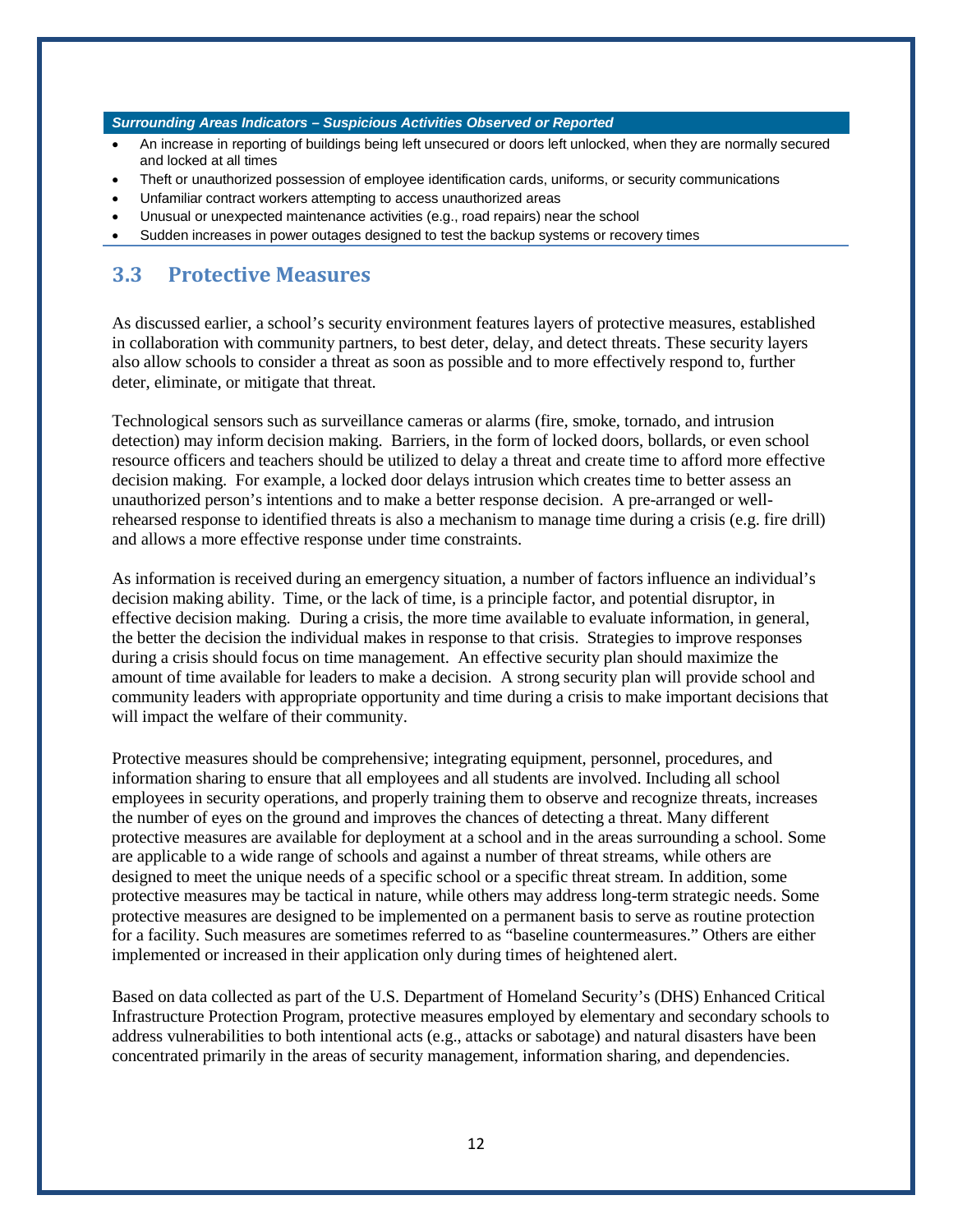***Surrounding Areas Indicators – Suspicious Activities Observed or Reported***

- An increase in reporting of buildings being left unsecured or doors left unlocked, when they are normally secured and locked at all times
- Theft or unauthorized possession of employee identification cards, uniforms, or security communications
- Unfamiliar contract workers attempting to access unauthorized areas
- Unusual or unexpected maintenance activities (e.g., road repairs) near the school
- Sudden increases in power outages designed to test the backup systems or recovery times

## 3.3 Protective Measures

As discussed earlier, a school's security environment features layers of protective measures, established in collaboration with community partners, to best deter, delay, and detect threats. These security layers also allow schools to consider a threat as soon as possible and to more effectively respond to, further deter, eliminate, or mitigate that threat.

Technological sensors such as surveillance cameras or alarms (fire, smoke, tornado, and intrusion detection) may inform decision making. Barriers, in the form of locked doors, bollards, or even school resource officers and teachers should be utilized to delay a threat and create time to afford more effective decision making. For example, a locked door delays intrusion which creates time to better assess an unauthorized person's intentions and to make a better response decision. A pre-arranged or well-rehearsed response to identified threats is also a mechanism to manage time during a crisis (e.g. fire drill) and allows a more effective response under time constraints.

As information is received during an emergency situation, a number of factors influence an individual's decision making ability. Time, or the lack of time, is a principle factor, and potential disruptor, in effective decision making. During a crisis, the more time available to evaluate information, in general, the better the decision the individual makes in response to that crisis. Strategies to improve responses during a crisis should focus on time management. An effective security plan should maximize the amount of time available for leaders to make a decision. A strong security plan will provide school and community leaders with appropriate opportunity and time during a crisis to make important decisions that will impact the welfare of their community.

Protective measures should be comprehensive; integrating equipment, personnel, procedures, and information sharing to ensure that all employees and all students are involved. Including all school employees in security operations, and properly training them to observe and recognize threats, increases the number of eyes on the ground and improves the chances of detecting a threat. Many different protective measures are available for deployment at a school and in the areas surrounding a school. Some are applicable to a wide range of schools and against a number of threat streams, while others are designed to meet the unique needs of a specific school or a specific threat stream. In addition, some protective measures may be tactical in nature, while others may address long-term strategic needs. Some protective measures are designed to be implemented on a permanent basis to serve as routine protection for a facility. Such measures are sometimes referred to as "baseline countermeasures." Others are either implemented or increased in their application only during times of heightened alert.

Based on data collected as part of the U.S. Department of Homeland Security's (DHS) Enhanced Critical Infrastructure Protection Program, protective measures employed by elementary and secondary schools to address vulnerabilities to both intentional acts (e.g., attacks or sabotage) and natural disasters have been concentrated primarily in the areas of security management, information sharing, and dependencies.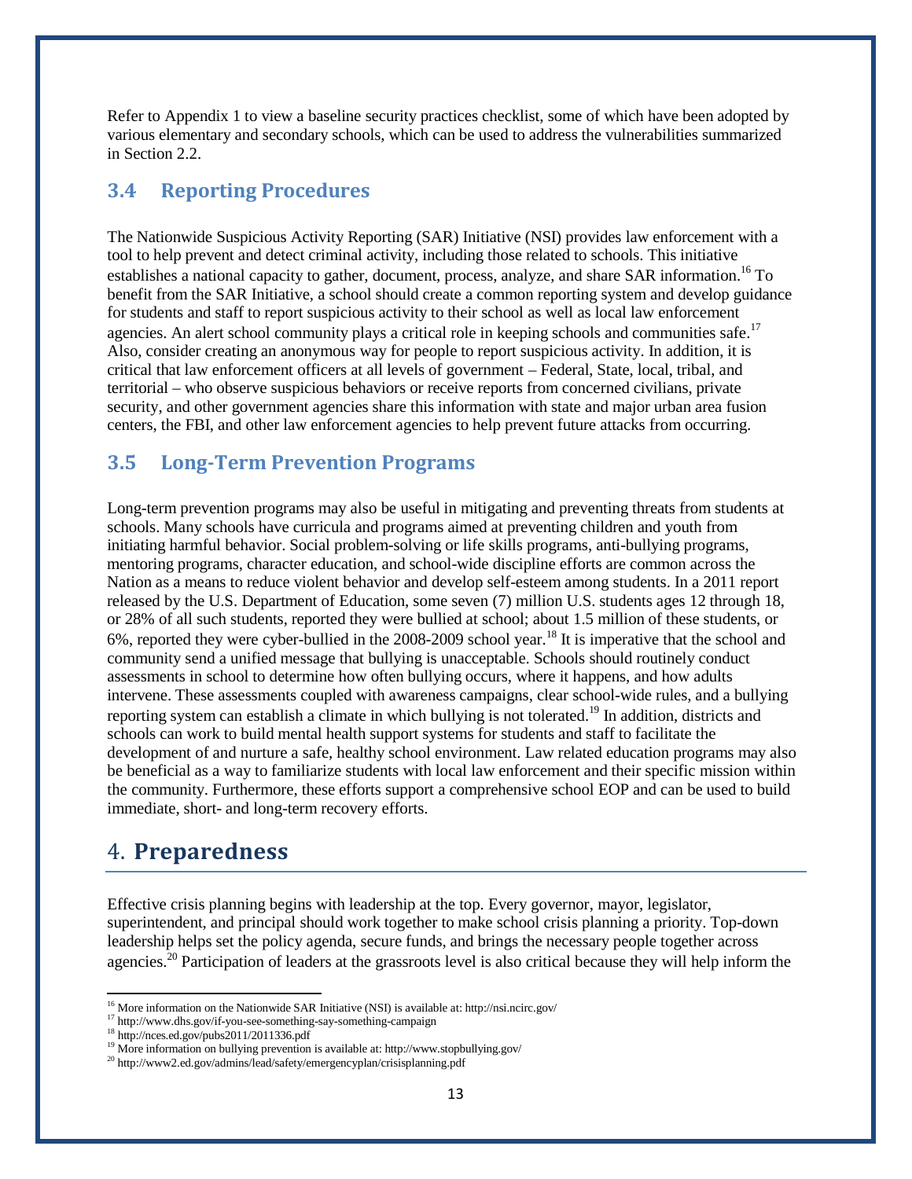Refer to Appendix 1 to view a baseline security practices checklist, some of which have been adopted by various elementary and secondary schools, which can be used to address the vulnerabilities summarized in Section 2.2.

## 3.4 Reporting Procedures

The Nationwide Suspicious Activity Reporting (SAR) Initiative (NSI) provides law enforcement with a tool to help prevent and detect criminal activity, including those related to schools. This initiative establishes a national capacity to gather, document, process, analyze, and share SAR information.[16] To benefit from the SAR Initiative, a school should create a common reporting system and develop guidance for students and staff to report suspicious activity to their school as well as local law enforcement agencies. An alert school community plays a critical role in keeping schools and communities safe.[17] Also, consider creating an anonymous way for people to report suspicious activity. In addition, it is critical that law enforcement officers at all levels of government – Federal, State, local, tribal, and territorial – who observe suspicious behaviors or receive reports from concerned civilians, private security, and other government agencies share this information with state and major urban area fusion centers, the FBI, and other law enforcement agencies to help prevent future attacks from occurring.

## 3.5 Long-Term Prevention Programs

Long-term prevention programs may also be useful in mitigating and preventing threats from students at schools. Many schools have curricula and programs aimed at preventing children and youth from initiating harmful behavior. Social problem-solving or life skills programs, anti-bullying programs, mentoring programs, character education, and school-wide discipline efforts are common across the Nation as a means to reduce violent behavior and develop self-esteem among students. In a 2011 report released by the U.S. Department of Education, some seven (7) million U.S. students ages 12 through 18, or 28% of all such students, reported they were bullied at school; about 1.5 million of these students, or 6%, reported they were cyber-bullied in the 2008-2009 school year.[18] It is imperative that the school and community send a unified message that bullying is unacceptable. Schools should routinely conduct assessments in school to determine how often bullying occurs, where it happens, and how adults intervene. These assessments coupled with awareness campaigns, clear school-wide rules, and a bullying reporting system can establish a climate in which bullying is not tolerated.[19] In addition, districts and schools can work to build mental health support systems for students and staff to facilitate the development of and nurture a safe, healthy school environment. Law related education programs may also be beneficial as a way to familiarize students with local law enforcement and their specific mission within the community. Furthermore, these efforts support a comprehensive school EOP and can be used to build immediate, short- and long-term recovery efforts.

# 4. Preparedness

Effective crisis planning begins with leadership at the top. Every governor, mayor, legislator, superintendent, and principal should work together to make school crisis planning a priority. Top-down leadership helps set the policy agenda, secure funds, and brings the necessary people together across agencies.[20] Participation of leaders at the grassroots level is also critical because they will help inform the

---

[16] More information on the Nationwide SAR Initiative (NSI) is available at: http://nsi.ncirc.gov/

[17] http://www.dhs.gov/if-you-see-something-say-something-campaign

[18] http://nces.ed.gov/pubs2011/2011336.pdf

[19] More information on bullying prevention is available at: http://www.stopbullying.gov/

[20] http://www2.ed.gov/admins/lead/safety/emergencyplan/crisisplanning.pdf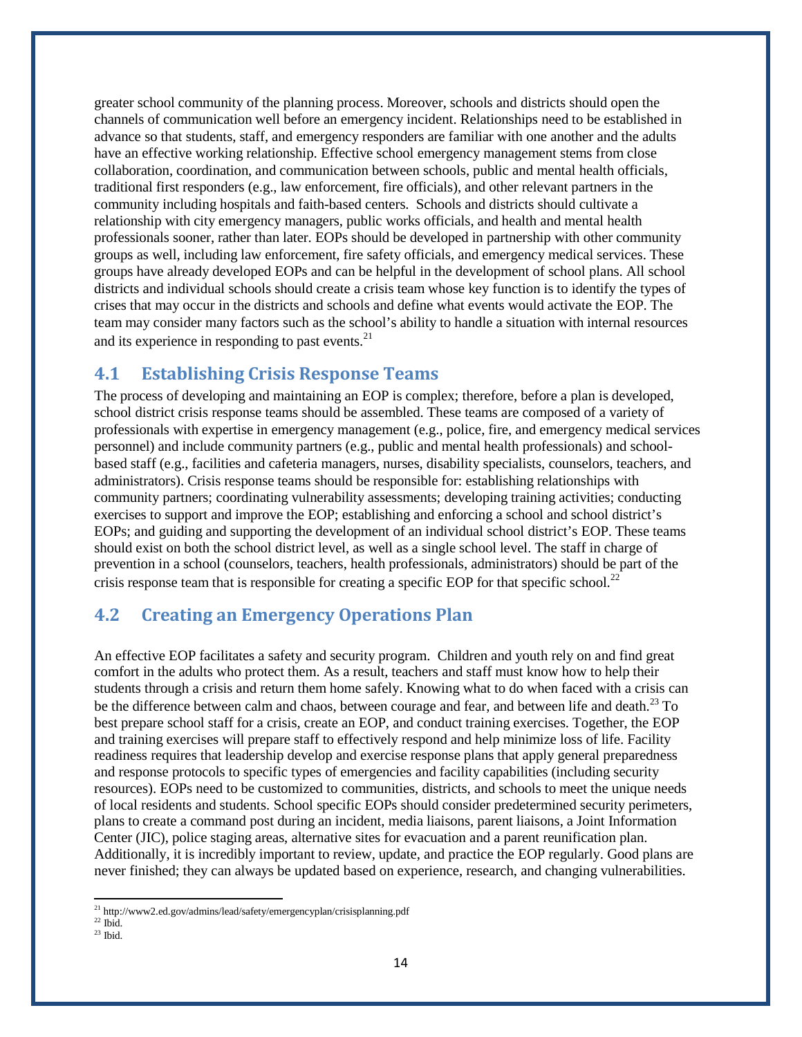greater school community of the planning process. Moreover, schools and districts should open the channels of communication well before an emergency incident. Relationships need to be established in advance so that students, staff, and emergency responders are familiar with one another and the adults have an effective working relationship. Effective school emergency management stems from close collaboration, coordination, and communication between schools, public and mental health officials, traditional first responders (e.g., law enforcement, fire officials), and other relevant partners in the community including hospitals and faith-based centers. Schools and districts should cultivate a relationship with city emergency managers, public works officials, and health and mental health professionals sooner, rather than later. EOPs should be developed in partnership with other community groups as well, including law enforcement, fire safety officials, and emergency medical services. These groups have already developed EOPs and can be helpful in the development of school plans. All school districts and individual schools should create a crisis team whose key function is to identify the types of crises that may occur in the districts and schools and define what events would activate the EOP. The team may consider many factors such as the school's ability to handle a situation with internal resources and its experience in responding to past events.[21]

## 4.1 Establishing Crisis Response Teams

The process of developing and maintaining an EOP is complex; therefore, before a plan is developed, school district crisis response teams should be assembled. These teams are composed of a variety of professionals with expertise in emergency management (e.g., police, fire, and emergency medical services personnel) and include community partners (e.g., public and mental health professionals) and school-based staff (e.g., facilities and cafeteria managers, nurses, disability specialists, counselors, teachers, and administrators). Crisis response teams should be responsible for: establishing relationships with community partners; coordinating vulnerability assessments; developing training activities; conducting exercises to support and improve the EOP; establishing and enforcing a school and school district's EOPs; and guiding and supporting the development of an individual school district's EOP. These teams should exist on both the school district level, as well as a single school level. The staff in charge of prevention in a school (counselors, teachers, health professionals, administrators) should be part of the crisis response team that is responsible for creating a specific EOP for that specific school.[22]

## 4.2 Creating an Emergency Operations Plan

An effective EOP facilitates a safety and security program. Children and youth rely on and find great comfort in the adults who protect them. As a result, teachers and staff must know how to help their students through a crisis and return them home safely. Knowing what to do when faced with a crisis can be the difference between calm and chaos, between courage and fear, and between life and death.[23] To best prepare school staff for a crisis, create an EOP, and conduct training exercises. Together, the EOP and training exercises will prepare staff to effectively respond and help minimize loss of life. Facility readiness requires that leadership develop and exercise response plans that apply general preparedness and response protocols to specific types of emergencies and facility capabilities (including security resources). EOPs need to be customized to communities, districts, and schools to meet the unique needs of local residents and students. School specific EOPs should consider predetermined security perimeters, plans to create a command post during an incident, media liaisons, parent liaisons, a Joint Information Center (JIC), police staging areas, alternative sites for evacuation and a parent reunification plan. Additionally, it is incredibly important to review, update, and practice the EOP regularly. Good plans are never finished; they can always be updated based on experience, research, and changing vulnerabilities.

---

[21] http://www2.ed.gov/admins/lead/safety/emergencyplan/crisisplanning.pdf

[22] Ibid.

[23] Ibid.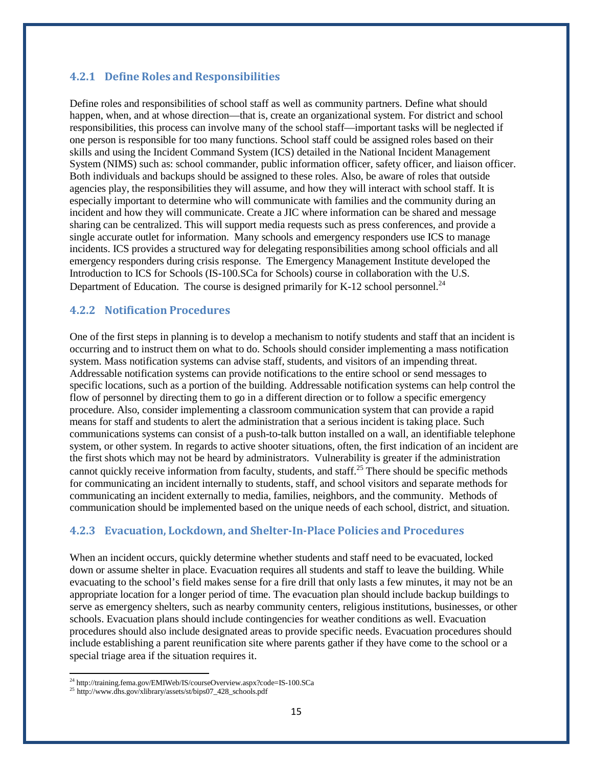### 4.2.1 Define Roles and Responsibilities

Define roles and responsibilities of school staff as well as community partners. Define what should happen, when, and at whose direction—that is, create an organizational system. For district and school responsibilities, this process can involve many of the school staff—important tasks will be neglected if one person is responsible for too many functions. School staff could be assigned roles based on their skills and using the Incident Command System (ICS) detailed in the National Incident Management System (NIMS) such as: school commander, public information officer, safety officer, and liaison officer. Both individuals and backups should be assigned to these roles. Also, be aware of roles that outside agencies play, the responsibilities they will assume, and how they will interact with school staff. It is especially important to determine who will communicate with families and the community during an incident and how they will communicate. Create a JIC where information can be shared and message sharing can be centralized. This will support media requests such as press conferences, and provide a single accurate outlet for information. Many schools and emergency responders use ICS to manage incidents. ICS provides a structured way for delegating responsibilities among school officials and all emergency responders during crisis response. The Emergency Management Institute developed the Introduction to ICS for Schools (IS-100.SCa for Schools) course in collaboration with the U.S. Department of Education. The course is designed primarily for K-12 school personnel.[24]

### 4.2.2 Notification Procedures

One of the first steps in planning is to develop a mechanism to notify students and staff that an incident is occurring and to instruct them on what to do. Schools should consider implementing a mass notification system. Mass notification systems can advise staff, students, and visitors of an impending threat. Addressable notification systems can provide notifications to the entire school or send messages to specific locations, such as a portion of the building. Addressable notification systems can help control the flow of personnel by directing them to go in a different direction or to follow a specific emergency procedure. Also, consider implementing a classroom communication system that can provide a rapid means for staff and students to alert the administration that a serious incident is taking place. Such communications systems can consist of a push-to-talk button installed on a wall, an identifiable telephone system, or other system. In regards to active shooter situations, often, the first indication of an incident are the first shots which may not be heard by administrators. Vulnerability is greater if the administration cannot quickly receive information from faculty, students, and staff.[25] There should be specific methods for communicating an incident internally to students, staff, and school visitors and separate methods for communicating an incident externally to media, families, neighbors, and the community. Methods of communication should be implemented based on the unique needs of each school, district, and situation.

### 4.2.3 Evacuation, Lockdown, and Shelter-In-Place Policies and Procedures

When an incident occurs, quickly determine whether students and staff need to be evacuated, locked down or assume shelter in place. Evacuation requires all students and staff to leave the building. While evacuating to the school's field makes sense for a fire drill that only lasts a few minutes, it may not be an appropriate location for a longer period of time. The evacuation plan should include backup buildings to serve as emergency shelters, such as nearby community centers, religious institutions, businesses, or other schools. Evacuation plans should include contingencies for weather conditions as well. Evacuation procedures should also include designated areas to provide specific needs. Evacuation procedures should include establishing a parent reunification site where parents gather if they have come to the school or a special triage area if the situation requires it.

---

[24] http://training.fema.gov/EMIWeb/IS/courseOverview.aspx?code=IS-100.SCa

[25] http://www.dhs.gov/xlibrary/assets/st/bips07_428_schools.pdf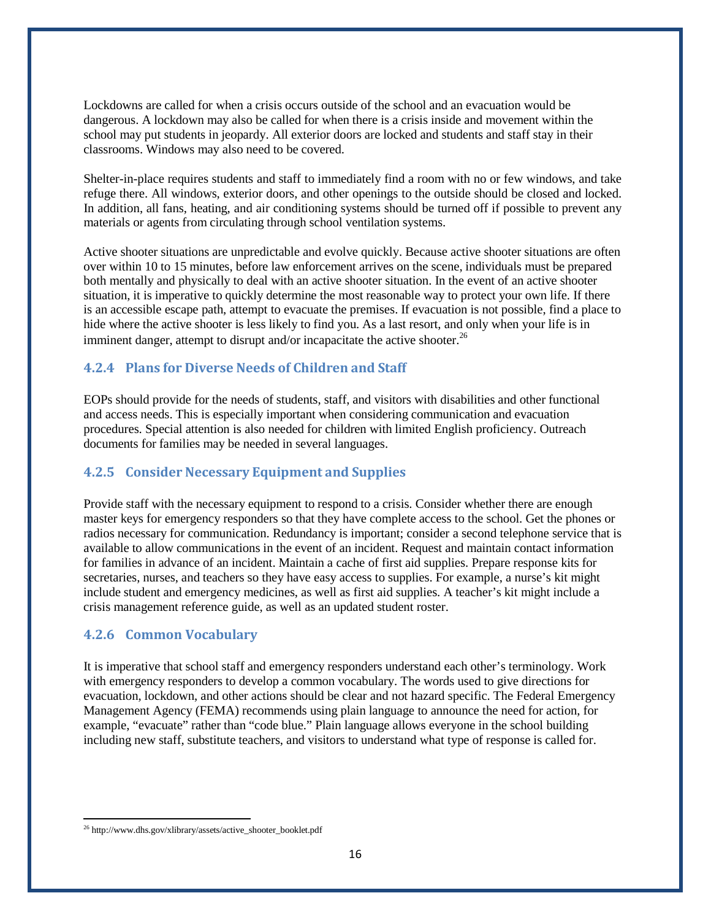Lockdowns are called for when a crisis occurs outside of the school and an evacuation would be dangerous. A lockdown may also be called for when there is a crisis inside and movement within the school may put students in jeopardy. All exterior doors are locked and students and staff stay in their classrooms. Windows may also need to be covered.

Shelter-in-place requires students and staff to immediately find a room with no or few windows, and take refuge there. All windows, exterior doors, and other openings to the outside should be closed and locked. In addition, all fans, heating, and air conditioning systems should be turned off if possible to prevent any materials or agents from circulating through school ventilation systems.

Active shooter situations are unpredictable and evolve quickly. Because active shooter situations are often over within 10 to 15 minutes, before law enforcement arrives on the scene, individuals must be prepared both mentally and physically to deal with an active shooter situation. In the event of an active shooter situation, it is imperative to quickly determine the most reasonable way to protect your own life. If there is an accessible escape path, attempt to evacuate the premises. If evacuation is not possible, find a place to hide where the active shooter is less likely to find you. As a last resort, and only when your life is in imminent danger, attempt to disrupt and/or incapacitate the active shooter.[26]

### 4.2.4 Plans for Diverse Needs of Children and Staff

EOPs should provide for the needs of students, staff, and visitors with disabilities and other functional and access needs. This is especially important when considering communication and evacuation procedures. Special attention is also needed for children with limited English proficiency. Outreach documents for families may be needed in several languages.

### 4.2.5 Consider Necessary Equipment and Supplies

Provide staff with the necessary equipment to respond to a crisis. Consider whether there are enough master keys for emergency responders so that they have complete access to the school. Get the phones or radios necessary for communication. Redundancy is important; consider a second telephone service that is available to allow communications in the event of an incident. Request and maintain contact information for families in advance of an incident. Maintain a cache of first aid supplies. Prepare response kits for secretaries, nurses, and teachers so they have easy access to supplies. For example, a nurse's kit might include student and emergency medicines, as well as first aid supplies. A teacher's kit might include a crisis management reference guide, as well as an updated student roster.

### 4.2.6 Common Vocabulary

It is imperative that school staff and emergency responders understand each other's terminology. Work with emergency responders to develop a common vocabulary. The words used to give directions for evacuation, lockdown, and other actions should be clear and not hazard specific. The Federal Emergency Management Agency (FEMA) recommends using plain language to announce the need for action, for example, "evacuate" rather than "code blue." Plain language allows everyone in the school building including new staff, substitute teachers, and visitors to understand what type of response is called for.

---

[26] http://www.dhs.gov/xlibrary/assets/active_shooter_booklet.pdf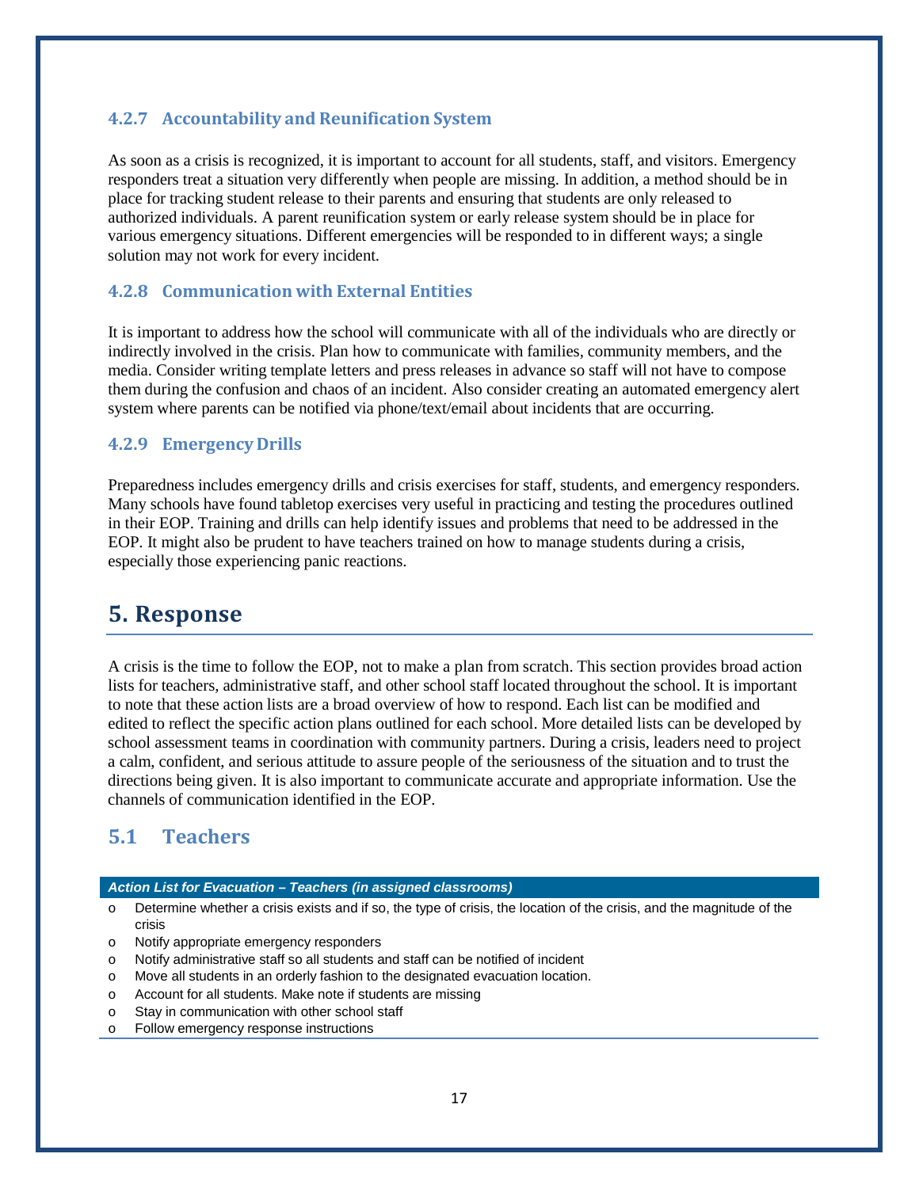### 4.2.7 Accountability and Reunification System

As soon as a crisis is recognized, it is important to account for all students, staff, and visitors. Emergency responders treat a situation very differently when people are missing. In addition, a method should be in place for tracking student release to their parents and ensuring that students are only released to authorized individuals. A parent reunification system or early release system should be in place for various emergency situations. Different emergencies will be responded to in different ways; a single solution may not work for every incident.

### 4.2.8 Communication with External Entities

It is important to address how the school will communicate with all of the individuals who are directly or indirectly involved in the crisis. Plan how to communicate with families, community members, and the media. Consider writing template letters and press releases in advance so staff will not have to compose them during the confusion and chaos of an incident. Also consider creating an automated emergency alert system where parents can be notified via phone/text/email about incidents that are occurring.

### 4.2.9 Emergency Drills

Preparedness includes emergency drills and crisis exercises for staff, students, and emergency responders. Many schools have found tabletop exercises very useful in practicing and testing the procedures outlined in their EOP. Training and drills can help identify issues and problems that need to be addressed in the EOP. It might also be prudent to have teachers trained on how to manage students during a crisis, especially those experiencing panic reactions.

# 5. Response

A crisis is the time to follow the EOP, not to make a plan from scratch. This section provides broad action lists for teachers, administrative staff, and other school staff located throughout the school. It is important to note that these action lists are a broad overview of how to respond. Each list can be modified and edited to reflect the specific action plans outlined for each school. More detailed lists can be developed by school assessment teams in coordination with community partners. During a crisis, leaders need to project a calm, confident, and serious attitude to assure people of the seriousness of the situation and to trust the directions being given. It is also important to communicate accurate and appropriate information. Use the channels of communication identified in the EOP.

## 5.1 Teachers

***Action List for Evacuation – Teachers (in assigned classrooms)***

- Determine whether a crisis exists and if so, the type of crisis, the location of the crisis, and the magnitude of the crisis
- Notify appropriate emergency responders
- Notify administrative staff so all students and staff can be notified of incident
- Move all students in an orderly fashion to the designated evacuation location.
- Account for all students. Make note if students are missing
- Stay in communication with other school staff
- Follow emergency response instructions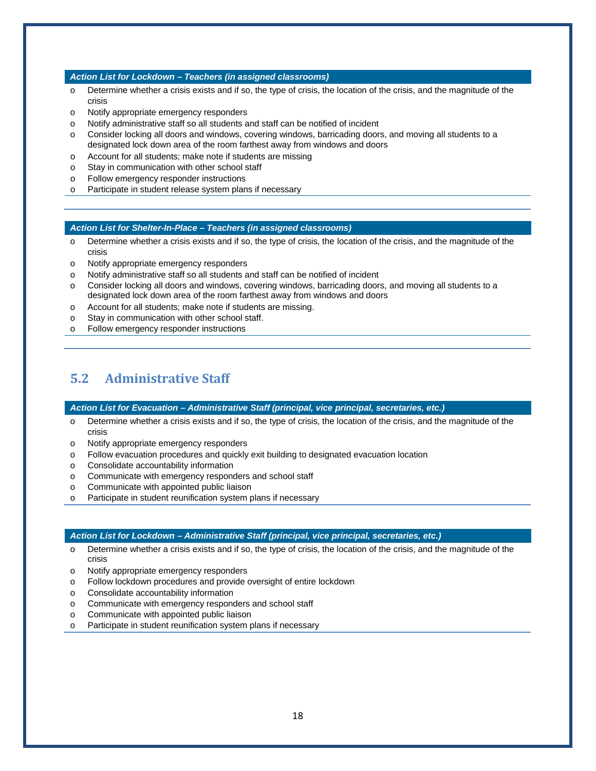**_Action List for Lockdown – Teachers (in assigned classrooms)_**

- Determine whether a crisis exists and if so, the type of crisis, the location of the crisis, and the magnitude of the crisis
- Notify appropriate emergency responders
- Notify administrative staff so all students and staff can be notified of incident
- Consider locking all doors and windows, covering windows, barricading doors, and moving all students to a designated lock down area of the room farthest away from windows and doors
- Account for all students; make note if students are missing
- Stay in communication with other school staff
- Follow emergency responder instructions
- Participate in student release system plans if necessary

**_Action List for Shelter-In-Place – Teachers (in assigned classrooms)_**

- Determine whether a crisis exists and if so, the type of crisis, the location of the crisis, and the magnitude of the crisis
- Notify appropriate emergency responders
- Notify administrative staff so all students and staff can be notified of incident
- Consider locking all doors and windows, covering windows, barricading doors, and moving all students to a designated lock down area of the room farthest away from windows and doors
- Account for all students; make note if students are missing.
- Stay in communication with other school staff.
- Follow emergency responder instructions

## 5.2 Administrative Staff

**_Action List for Evacuation – Administrative Staff (principal, vice principal, secretaries, etc.)_**

- Determine whether a crisis exists and if so, the type of crisis, the location of the crisis, and the magnitude of the crisis
- Notify appropriate emergency responders
- Follow evacuation procedures and quickly exit building to designated evacuation location
- Consolidate accountability information
- Communicate with emergency responders and school staff
- Communicate with appointed public liaison
- Participate in student reunification system plans if necessary

**_Action List for Lockdown – Administrative Staff (principal, vice principal, secretaries, etc.)_**

- Determine whether a crisis exists and if so, the type of crisis, the location of the crisis, and the magnitude of the crisis
- Notify appropriate emergency responders
- Follow lockdown procedures and provide oversight of entire lockdown
- Consolidate accountability information
- Communicate with emergency responders and school staff
- Communicate with appointed public liaison
- Participate in student reunification system plans if necessary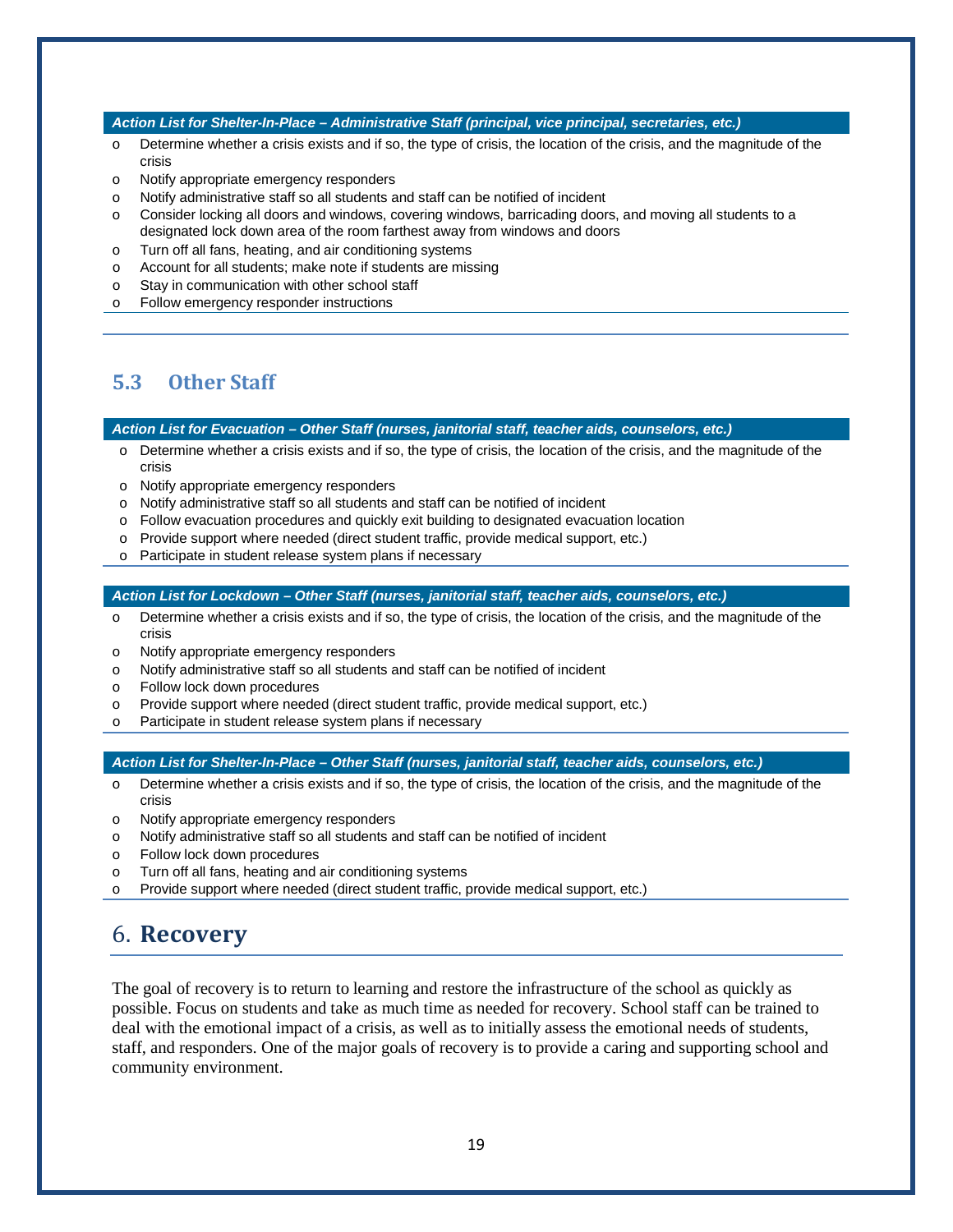***Action List for Shelter-In-Place – Administrative Staff (principal, vice principal, secretaries, etc.)***

- Determine whether a crisis exists and if so, the type of crisis, the location of the crisis, and the magnitude of the crisis
- Notify appropriate emergency responders
- Notify administrative staff so all students and staff can be notified of incident
- Consider locking all doors and windows, covering windows, barricading doors, and moving all students to a designated lock down area of the room farthest away from windows and doors
- Turn off all fans, heating, and air conditioning systems
- Account for all students; make note if students are missing
- Stay in communication with other school staff
- Follow emergency responder instructions

## 5.3 Other Staff

***Action List for Evacuation – Other Staff (nurses, janitorial staff, teacher aids, counselors, etc.)***

- Determine whether a crisis exists and if so, the type of crisis, the location of the crisis, and the magnitude of the crisis
- Notify appropriate emergency responders
- Notify administrative staff so all students and staff can be notified of incident
- Follow evacuation procedures and quickly exit building to designated evacuation location
- Provide support where needed (direct student traffic, provide medical support, etc.)
- Participate in student release system plans if necessary

***Action List for Lockdown – Other Staff (nurses, janitorial staff, teacher aids, counselors, etc.)***

- Determine whether a crisis exists and if so, the type of crisis, the location of the crisis, and the magnitude of the crisis
- Notify appropriate emergency responders
- Notify administrative staff so all students and staff can be notified of incident
- Follow lock down procedures
- Provide support where needed (direct student traffic, provide medical support, etc.)
- Participate in student release system plans if necessary

***Action List for Shelter-In-Place – Other Staff (nurses, janitorial staff, teacher aids, counselors, etc.)***

- Determine whether a crisis exists and if so, the type of crisis, the location of the crisis, and the magnitude of the crisis
- Notify appropriate emergency responders
- Notify administrative staff so all students and staff can be notified of incident
- Follow lock down procedures
- Turn off all fans, heating and air conditioning systems
- Provide support where needed (direct student traffic, provide medical support, etc.)

# 6. Recovery

The goal of recovery is to return to learning and restore the infrastructure of the school as quickly as possible. Focus on students and take as much time as needed for recovery. School staff can be trained to deal with the emotional impact of a crisis, as well as to initially assess the emotional needs of students, staff, and responders. One of the major goals of recovery is to provide a caring and supporting school and community environment.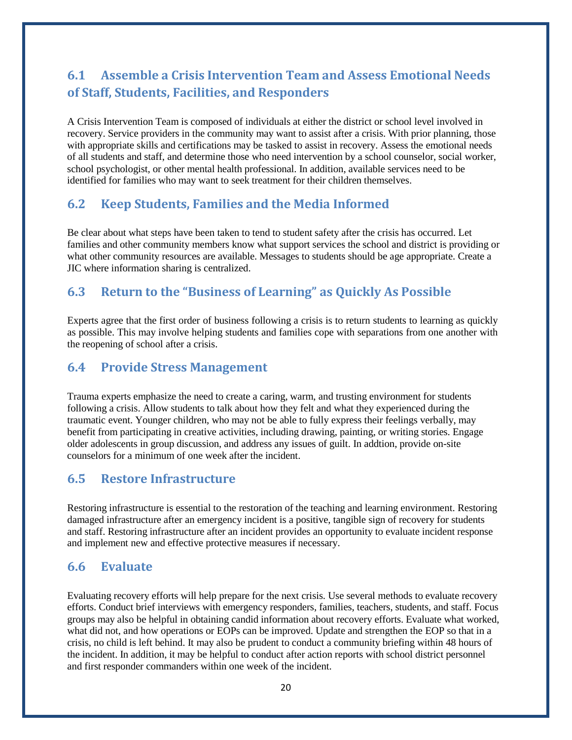## 6.1 Assemble a Crisis Intervention Team and Assess Emotional Needs of Staff, Students, Facilities, and Responders

A Crisis Intervention Team is composed of individuals at either the district or school level involved in recovery. Service providers in the community may want to assist after a crisis. With prior planning, those with appropriate skills and certifications may be tasked to assist in recovery. Assess the emotional needs of all students and staff, and determine those who need intervention by a school counselor, social worker, school psychologist, or other mental health professional. In addition, available services need to be identified for families who may want to seek treatment for their children themselves.

## 6.2 Keep Students, Families and the Media Informed

Be clear about what steps have been taken to tend to student safety after the crisis has occurred. Let families and other community members know what support services the school and district is providing or what other community resources are available. Messages to students should be age appropriate. Create a JIC where information sharing is centralized.

## 6.3 Return to the "Business of Learning" as Quickly As Possible

Experts agree that the first order of business following a crisis is to return students to learning as quickly as possible. This may involve helping students and families cope with separations from one another with the reopening of school after a crisis.

## 6.4 Provide Stress Management

Trauma experts emphasize the need to create a caring, warm, and trusting environment for students following a crisis. Allow students to talk about how they felt and what they experienced during the traumatic event. Younger children, who may not be able to fully express their feelings verbally, may benefit from participating in creative activities, including drawing, painting, or writing stories. Engage older adolescents in group discussion, and address any issues of guilt. In addtion, provide on-site counselors for a minimum of one week after the incident.

## 6.5 Restore Infrastructure

Restoring infrastructure is essential to the restoration of the teaching and learning environment. Restoring damaged infrastructure after an emergency incident is a positive, tangible sign of recovery for students and staff. Restoring infrastructure after an incident provides an opportunity to evaluate incident response and implement new and effective protective measures if necessary.

## 6.6 Evaluate

Evaluating recovery efforts will help prepare for the next crisis. Use several methods to evaluate recovery efforts. Conduct brief interviews with emergency responders, families, teachers, students, and staff. Focus groups may also be helpful in obtaining candid information about recovery efforts. Evaluate what worked, what did not, and how operations or EOPs can be improved. Update and strengthen the EOP so that in a crisis, no child is left behind. It may also be prudent to conduct a community briefing within 48 hours of the incident. In addition, it may be helpful to conduct after action reports with school district personnel and first responder commanders within one week of the incident.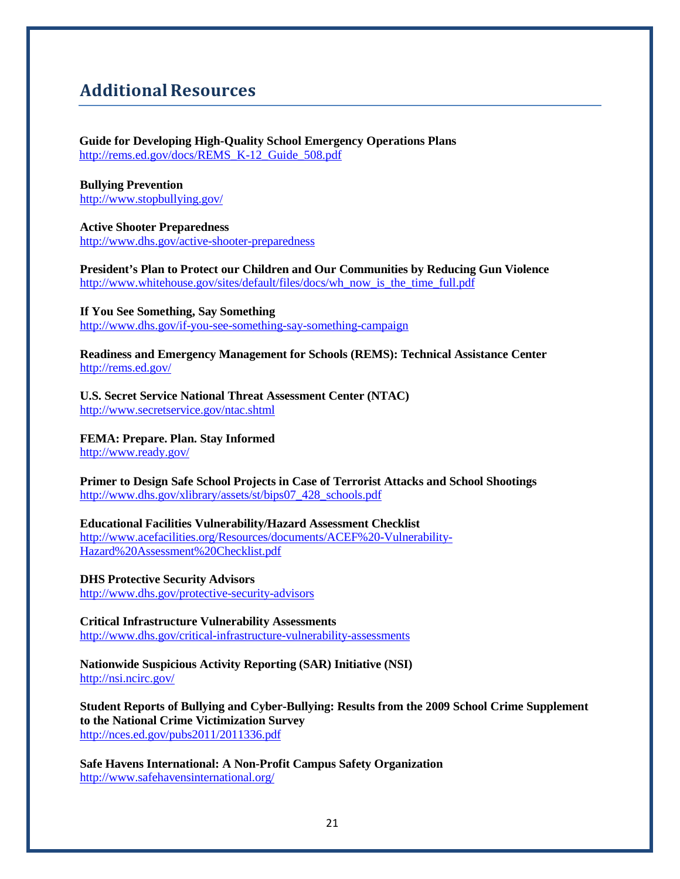## Additional Resources

**Guide for Developing High-Quality School Emergency Operations Plans**
http://rems.ed.gov/docs/REMS_K-12_Guide_508.pdf

**Bullying Prevention**
http://www.stopbullying.gov/

**Active Shooter Preparedness**
http://www.dhs.gov/active-shooter-preparedness

**President's Plan to Protect our Children and Our Communities by Reducing Gun Violence**
http://www.whitehouse.gov/sites/default/files/docs/wh_now_is_the_time_full.pdf

**If You See Something, Say Something**
http://www.dhs.gov/if-you-see-something-say-something-campaign

**Readiness and Emergency Management for Schools (REMS): Technical Assistance Center**
http://rems.ed.gov/

**U.S. Secret Service National Threat Assessment Center (NTAC)**
http://www.secretservice.gov/ntac.shtml

**FEMA: Prepare. Plan. Stay Informed**
http://www.ready.gov/

**Primer to Design Safe School Projects in Case of Terrorist Attacks and School Shootings**
http://www.dhs.gov/xlibrary/assets/st/bips07_428_schools.pdf

**Educational Facilities Vulnerability/Hazard Assessment Checklist**
http://www.acefacilities.org/Resources/documents/ACEF%20-Vulnerability-Hazard%20Assessment%20Checklist.pdf

**DHS Protective Security Advisors**
http://www.dhs.gov/protective-security-advisors

**Critical Infrastructure Vulnerability Assessments**
http://www.dhs.gov/critical-infrastructure-vulnerability-assessments

**Nationwide Suspicious Activity Reporting (SAR) Initiative (NSI)**
http://nsi.ncirc.gov/

**Student Reports of Bullying and Cyber-Bullying: Results from the 2009 School Crime Supplement to the National Crime Victimization Survey**
http://nces.ed.gov/pubs2011/2011336.pdf

**Safe Havens International: A Non-Profit Campus Safety Organization**
http://www.safehavensinternational.org/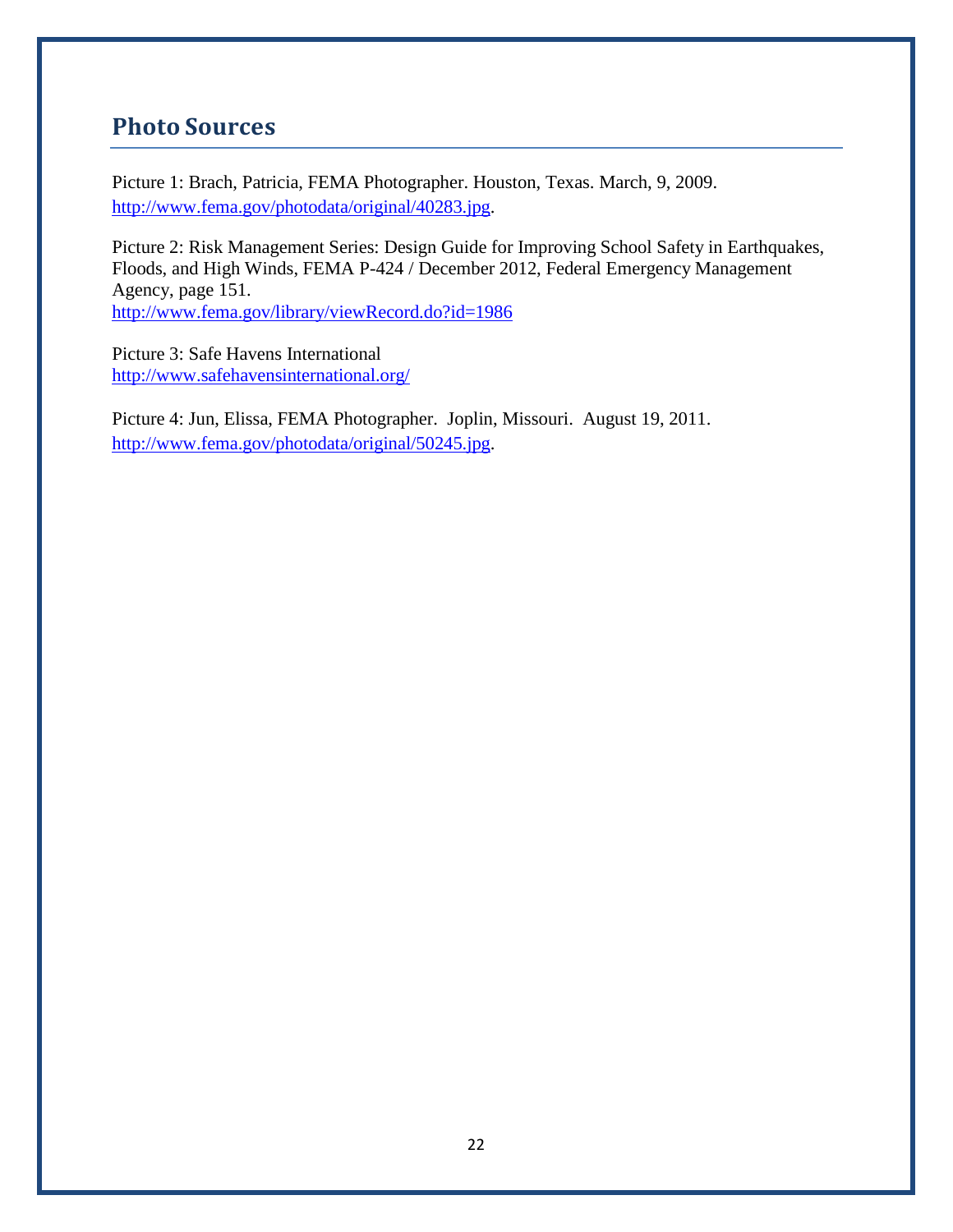## Photo Sources

Picture 1: Brach, Patricia, FEMA Photographer. Houston, Texas. March, 9, 2009. http://www.fema.gov/photodata/original/40283.jpg.

Picture 2: Risk Management Series: Design Guide for Improving School Safety in Earthquakes, Floods, and High Winds, FEMA P-424 / December 2012, Federal Emergency Management Agency, page 151.
http://www.fema.gov/library/viewRecord.do?id=1986

Picture 3: Safe Havens International
http://www.safehavensinternational.org/

Picture 4: Jun, Elissa, FEMA Photographer. Joplin, Missouri. August 19, 2011. http://www.fema.gov/photodata/original/50245.jpg.